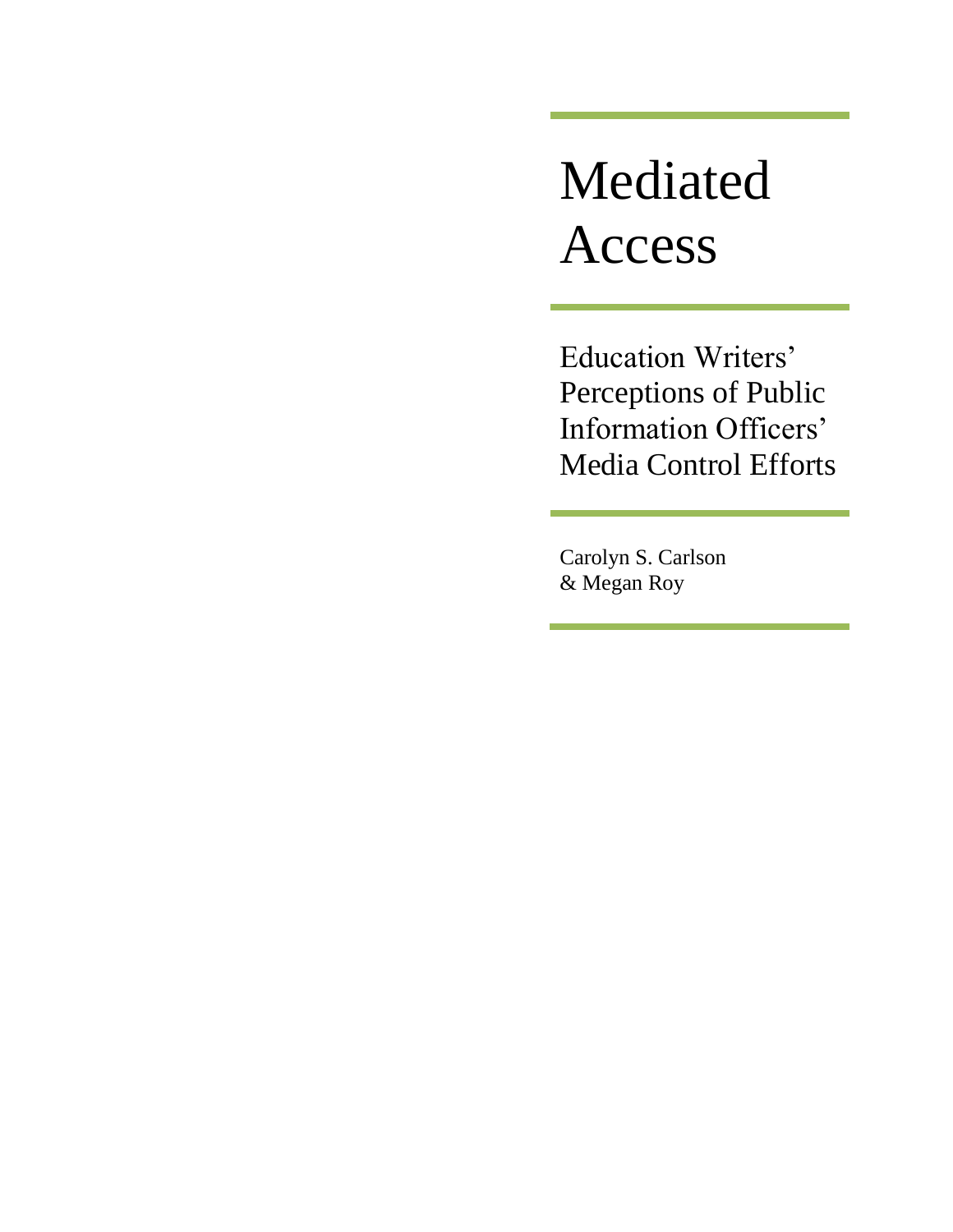# Mediated Access

## Education Writers' Perceptions of Public Information Officers' Media Control Efforts

Carolyn S. Carlson
& Megan Roy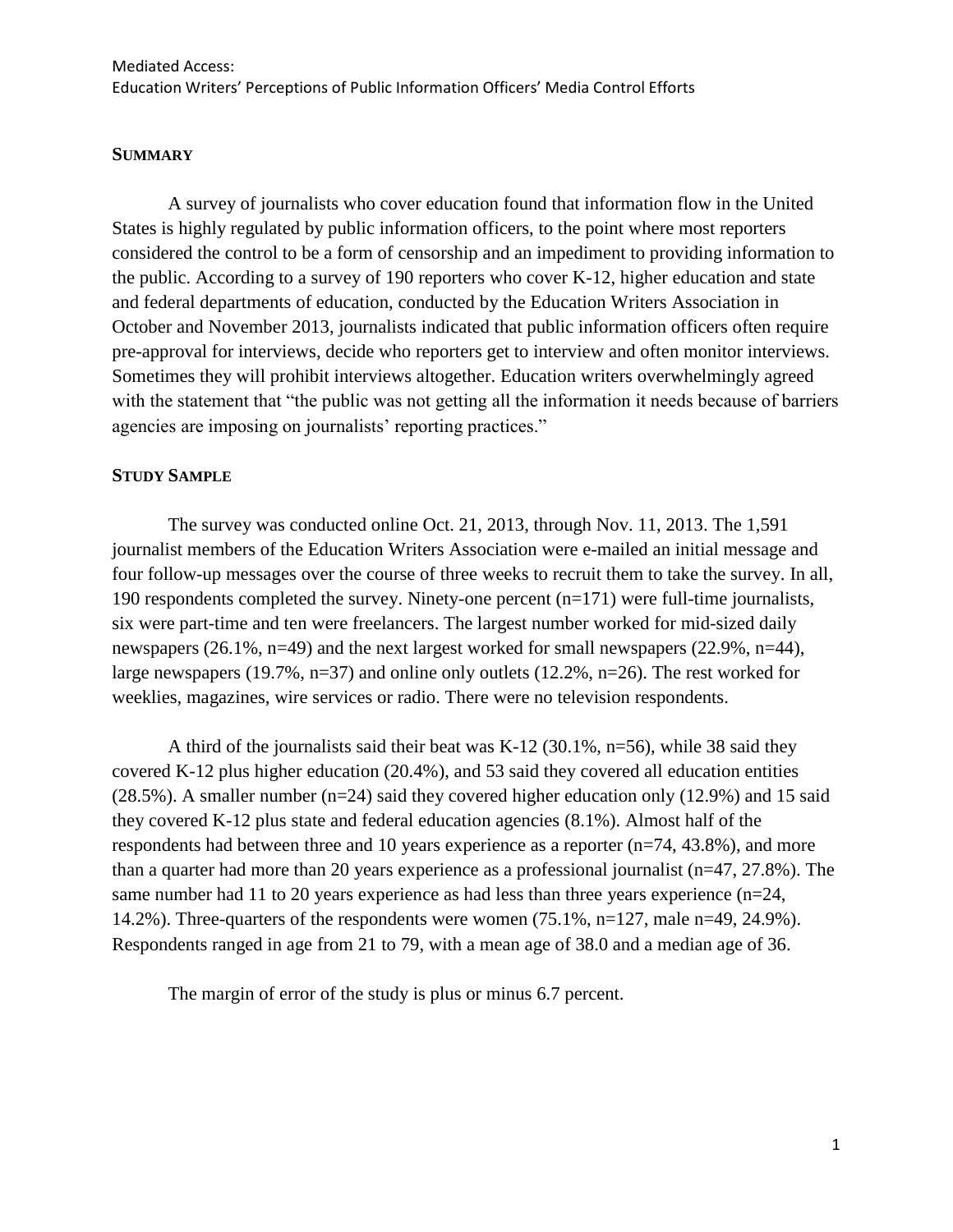## SUMMARY

A survey of journalists who cover education found that information flow in the United States is highly regulated by public information officers, to the point where most reporters considered the control to be a form of censorship and an impediment to providing information to the public. According to a survey of 190 reporters who cover K-12, higher education and state and federal departments of education, conducted by the Education Writers Association in October and November 2013, journalists indicated that public information officers often require pre-approval for interviews, decide who reporters get to interview and often monitor interviews. Sometimes they will prohibit interviews altogether. Education writers overwhelmingly agreed with the statement that "the public was not getting all the information it needs because of barriers agencies are imposing on journalists' reporting practices."

## STUDY SAMPLE

The survey was conducted online Oct. 21, 2013, through Nov. 11, 2013. The 1,591 journalist members of the Education Writers Association were e-mailed an initial message and four follow-up messages over the course of three weeks to recruit them to take the survey. In all, 190 respondents completed the survey. Ninety-one percent (n=171) were full-time journalists, six were part-time and ten were freelancers. The largest number worked for mid-sized daily newspapers (26.1%, n=49) and the next largest worked for small newspapers (22.9%, n=44), large newspapers (19.7%, n=37) and online only outlets (12.2%, n=26). The rest worked for weeklies, magazines, wire services or radio. There were no television respondents.

A third of the journalists said their beat was K-12 (30.1%, n=56), while 38 said they covered K-12 plus higher education (20.4%), and 53 said they covered all education entities (28.5%). A smaller number (n=24) said they covered higher education only (12.9%) and 15 said they covered K-12 plus state and federal education agencies (8.1%). Almost half of the respondents had between three and 10 years experience as a reporter (n=74, 43.8%), and more than a quarter had more than 20 years experience as a professional journalist (n=47, 27.8%). The same number had 11 to 20 years experience as had less than three years experience (n=24, 14.2%). Three-quarters of the respondents were women (75.1%, n=127, male n=49, 24.9%). Respondents ranged in age from 21 to 79, with a mean age of 38.0 and a median age of 36.

The margin of error of the study is plus or minus 6.7 percent.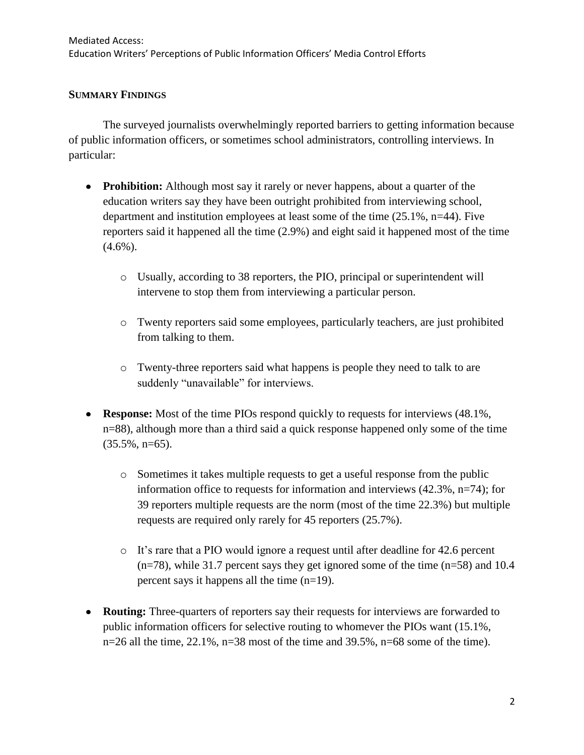## SUMMARY FINDINGS

The surveyed journalists overwhelmingly reported barriers to getting information because of public information officers, or sometimes school administrators, controlling interviews. In particular:

- **Prohibition:** Although most say it rarely or never happens, about a quarter of the education writers say they have been outright prohibited from interviewing school, department and institution employees at least some of the time (25.1%, n=44). Five reporters said it happened all the time (2.9%) and eight said it happened most of the time (4.6%).
  - Usually, according to 38 reporters, the PIO, principal or superintendent will intervene to stop them from interviewing a particular person.
  - Twenty reporters said some employees, particularly teachers, are just prohibited from talking to them.
  - Twenty-three reporters said what happens is people they need to talk to are suddenly "unavailable" for interviews.
- **Response:** Most of the time PIOs respond quickly to requests for interviews (48.1%, n=88), although more than a third said a quick response happened only some of the time (35.5%, n=65).
  - Sometimes it takes multiple requests to get a useful response from the public information office to requests for information and interviews (42.3%, n=74); for 39 reporters multiple requests are the norm (most of the time 22.3%) but multiple requests are required only rarely for 45 reporters (25.7%).
  - It's rare that a PIO would ignore a request until after deadline for 42.6 percent (n=78), while 31.7 percent says they get ignored some of the time (n=58) and 10.4 percent says it happens all the time (n=19).
- **Routing:** Three-quarters of reporters say their requests for interviews are forwarded to public information officers for selective routing to whomever the PIOs want (15.1%, n=26 all the time, 22.1%, n=38 most of the time and 39.5%, n=68 some of the time).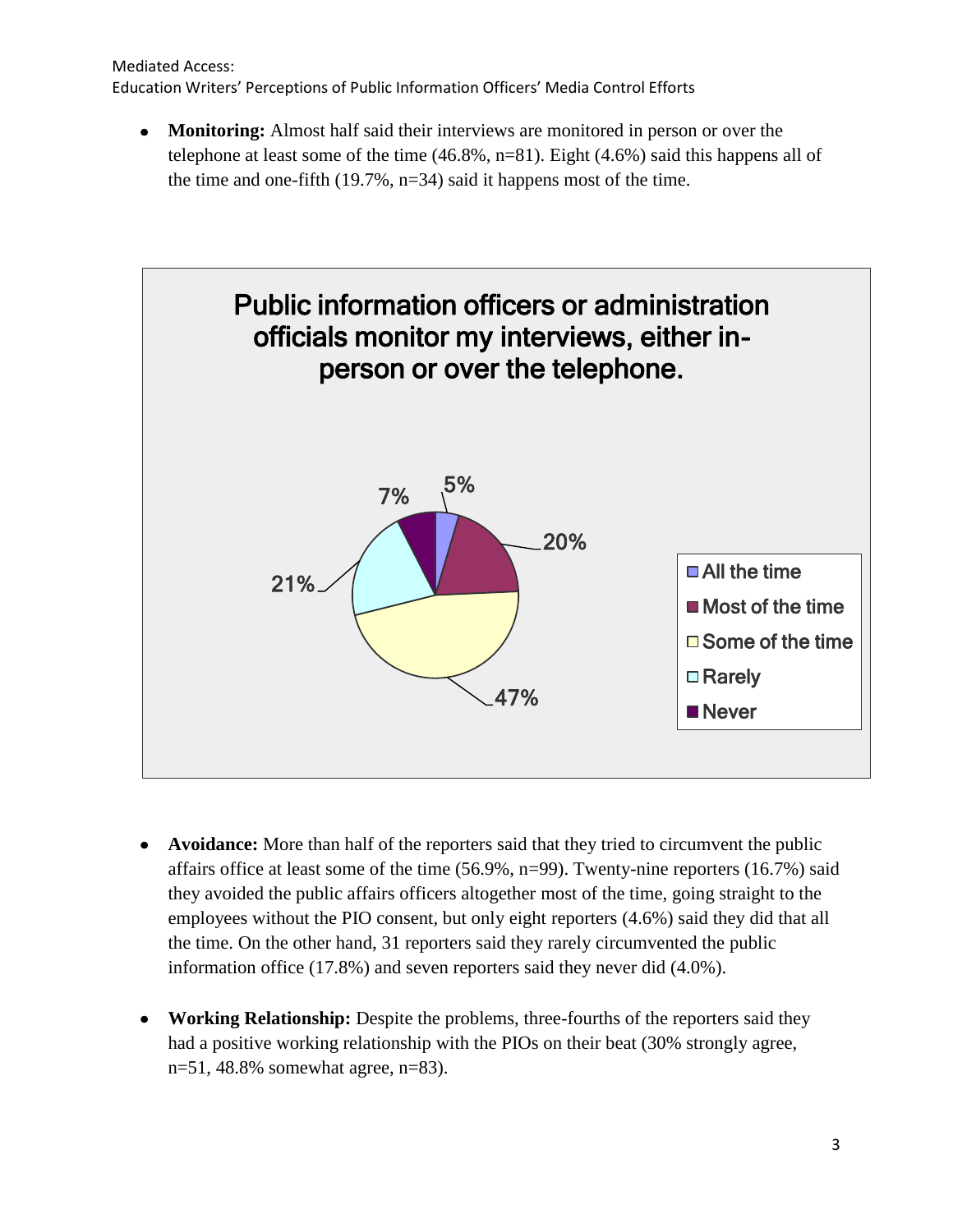- **Monitoring:** Almost half said their interviews are monitored in person or over the telephone at least some of the time (46.8%, n=81). Eight (4.6%) said this happens all of the time and one-fifth (19.7%, n=34) said it happens most of the time.

**Public information officers or administration officials monitor my interviews, either in-person or over the telephone.**

| Response | Percent |
| --- | --- |
| All the time | 5% |
| Most of the time | 20% |
| Some of the time | 47% |
| Rarely | 21% |
| Never | 7% |

- **Avoidance:** More than half of the reporters said that they tried to circumvent the public affairs office at least some of the time (56.9%, n=99). Twenty-nine reporters (16.7%) said they avoided the public affairs officers altogether most of the time, going straight to the employees without the PIO consent, but only eight reporters (4.6%) said they did that all the time. On the other hand, 31 reporters said they rarely circumvented the public information office (17.8%) and seven reporters said they never did (4.0%).

- **Working Relationship:** Despite the problems, three-fourths of the reporters said they had a positive working relationship with the PIOs on their beat (30% strongly agree, n=51, 48.8% somewhat agree, n=83).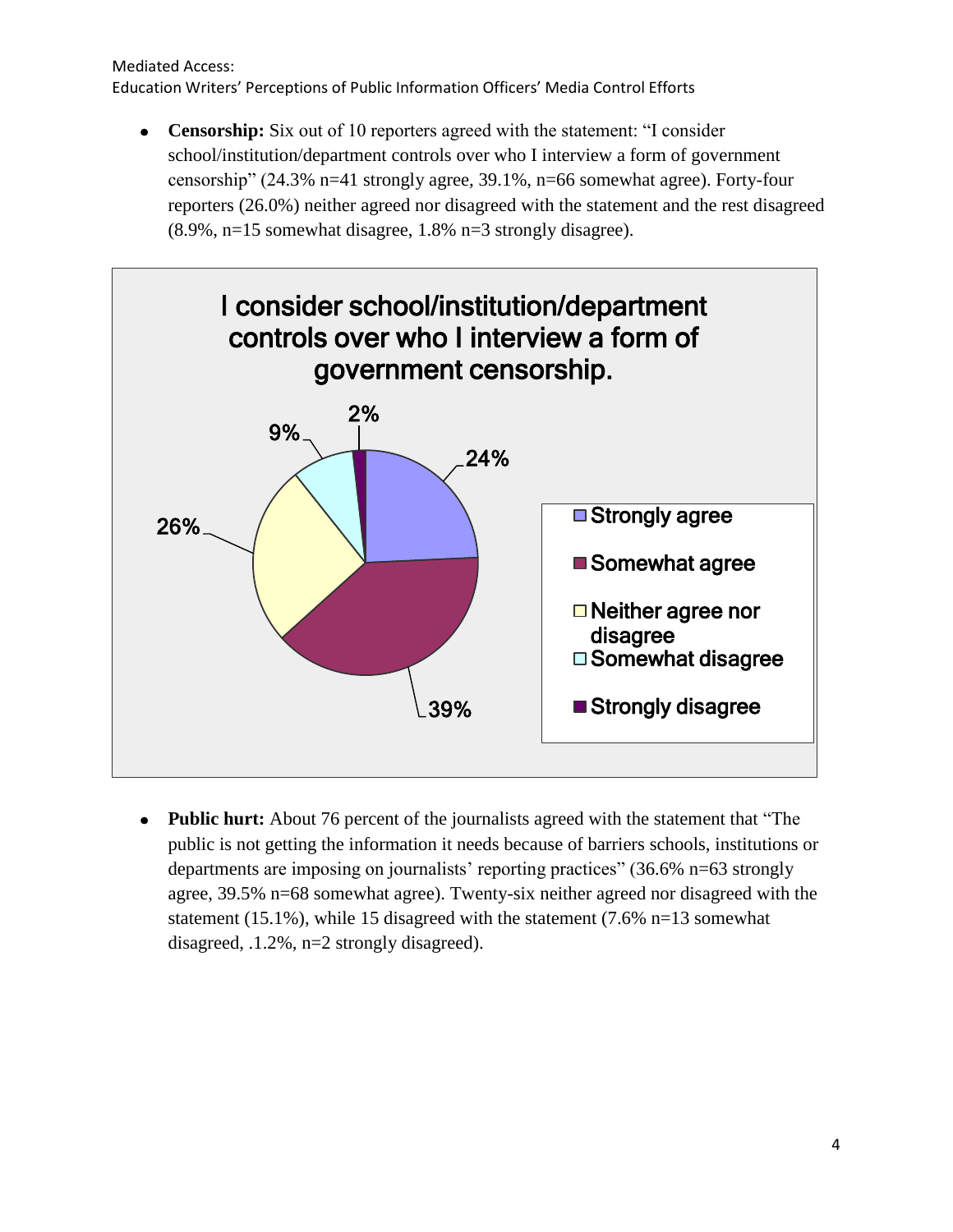- **Censorship:** Six out of 10 reporters agreed with the statement: "I consider school/institution/department controls over who I interview a form of government censorship" (24.3% n=41 strongly agree, 39.1%, n=66 somewhat agree). Forty-four reporters (26.0%) neither agreed nor disagreed with the statement and the rest disagreed (8.9%, n=15 somewhat disagree, 1.8% n=3 strongly disagree).

**I consider school/institution/department controls over who I interview a form of government censorship.**

| Response | Percent |
| --- | --- |
| Strongly agree | 24% |
| Somewhat agree | 39% |
| Neither agree nor disagree | 26% |
| Somewhat disagree | 9% |
| Strongly disagree | 2% |

- **Public hurt:** About 76 percent of the journalists agreed with the statement that "The public is not getting the information it needs because of barriers schools, institutions or departments are imposing on journalists' reporting practices" (36.6% n=63 strongly agree, 39.5% n=68 somewhat agree). Twenty-six neither agreed nor disagreed with the statement (15.1%), while 15 disagreed with the statement (7.6% n=13 somewhat disagreed, .1.2%, n=2 strongly disagreed).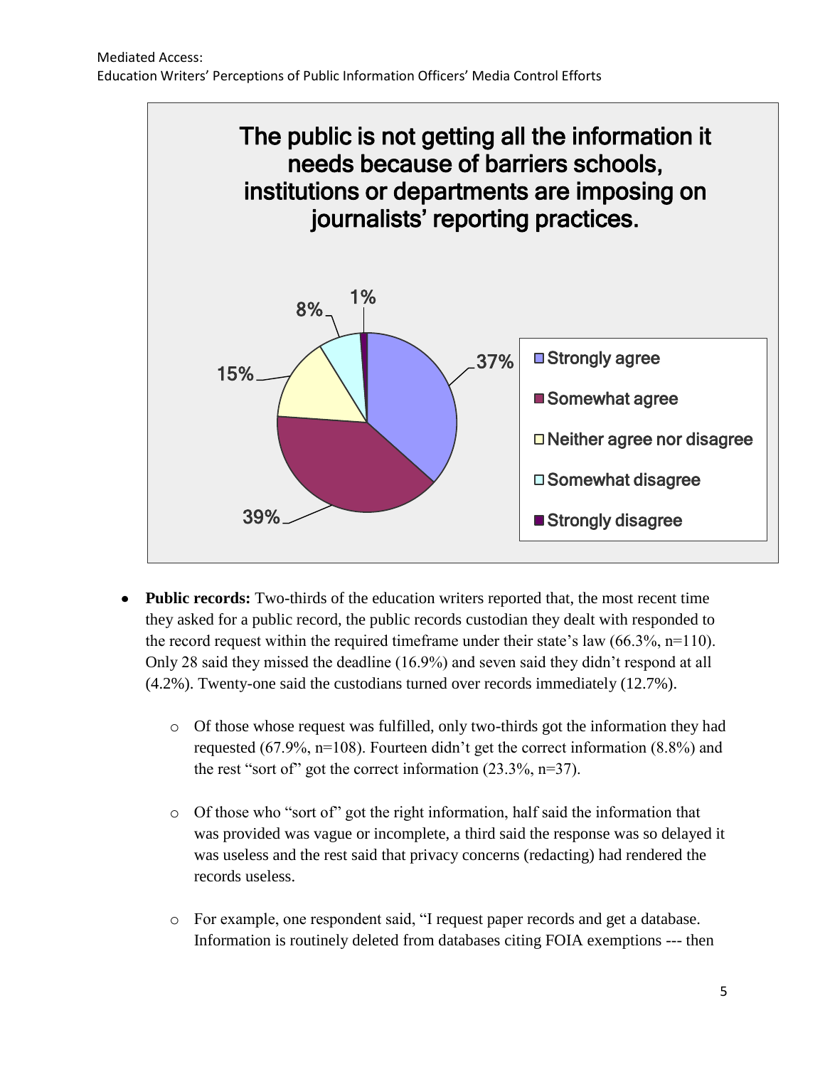**The public is not getting all the information it needs because of barriers schools, institutions or departments are imposing on journalists' reporting practices.**

| Response | Percentage |
|---|---|
| Strongly agree | 37% |
| Somewhat agree | 39% |
| Neither agree nor disagree | 15% |
| Somewhat disagree | 8% |
| Strongly disagree | 1% |

- **Public records:** Two-thirds of the education writers reported that, the most recent time they asked for a public record, the public records custodian they dealt with responded to the record request within the required timeframe under their state's law (66.3%, n=110). Only 28 said they missed the deadline (16.9%) and seven said they didn't respond at all (4.2%). Twenty-one said the custodians turned over records immediately (12.7%).
  - Of those whose request was fulfilled, only two-thirds got the information they had requested (67.9%, n=108). Fourteen didn't get the correct information (8.8%) and the rest "sort of" got the correct information (23.3%, n=37).
  - Of those who "sort of" got the right information, half said the information that was provided was vague or incomplete, a third said the response was so delayed it was useless and the rest said that privacy concerns (redacting) had rendered the records useless.
  - For example, one respondent said, "I request paper records and get a database. Information is routinely deleted from databases citing FOIA exemptions --- then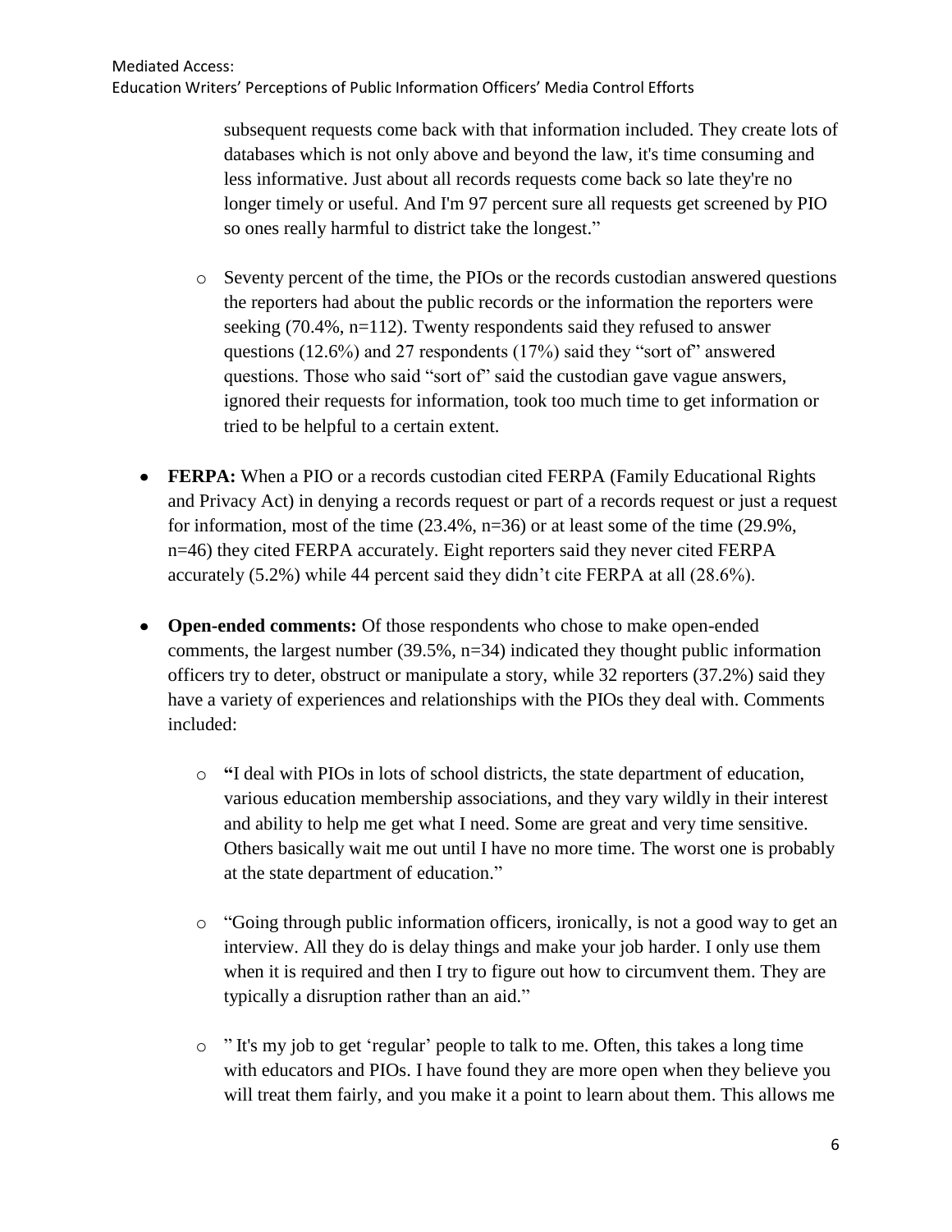subsequent requests come back with that information included. They create lots of databases which is not only above and beyond the law, it's time consuming and less informative. Just about all records requests come back so late they're no longer timely or useful. And I'm 97 percent sure all requests get screened by PIO so ones really harmful to district take the longest."

  - Seventy percent of the time, the PIOs or the records custodian answered questions the reporters had about the public records or the information the reporters were seeking (70.4%, n=112). Twenty respondents said they refused to answer questions (12.6%) and 27 respondents (17%) said they "sort of" answered questions. Those who said "sort of" said the custodian gave vague answers, ignored their requests for information, took too much time to get information or tried to be helpful to a certain extent.

- **FERPA:** When a PIO or a records custodian cited FERPA (Family Educational Rights and Privacy Act) in denying a records request or part of a records request or just a request for information, most of the time (23.4%, n=36) or at least some of the time (29.9%, n=46) they cited FERPA accurately. Eight reporters said they never cited FERPA accurately (5.2%) while 44 percent said they didn't cite FERPA at all (28.6%).

- **Open-ended comments:** Of those respondents who chose to make open-ended comments, the largest number (39.5%, n=34) indicated they thought public information officers try to deter, obstruct or manipulate a story, while 32 reporters (37.2%) said they have a variety of experiences and relationships with the PIOs they deal with. Comments included:

  - "I deal with PIOs in lots of school districts, the state department of education, various education membership associations, and they vary wildly in their interest and ability to help me get what I need. Some are great and very time sensitive. Others basically wait me out until I have no more time. The worst one is probably at the state department of education."

  - "Going through public information officers, ironically, is not a good way to get an interview. All they do is delay things and make your job harder. I only use them when it is required and then I try to figure out how to circumvent them. They are typically a disruption rather than an aid."

  - " It's my job to get 'regular' people to talk to me. Often, this takes a long time with educators and PIOs. I have found they are more open when they believe you will treat them fairly, and you make it a point to learn about them. This allows me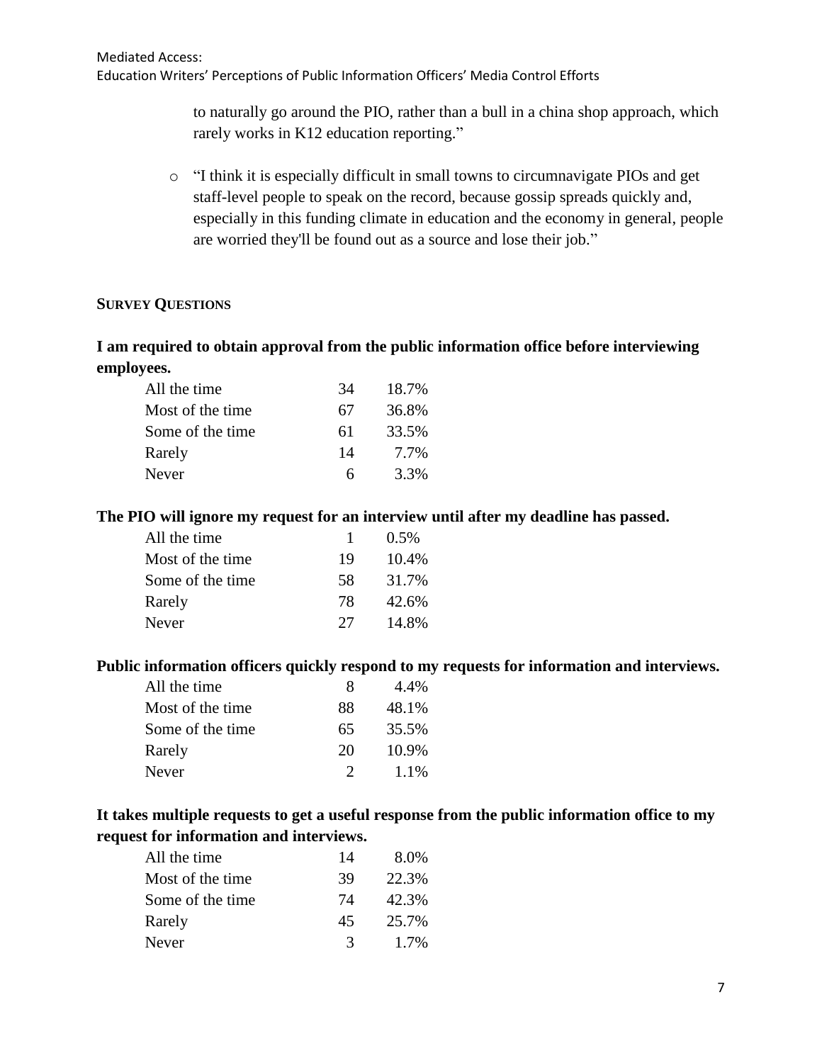to naturally go around the PIO, rather than a bull in a china shop approach, which rarely works in K12 education reporting."

- "I think it is especially difficult in small towns to circumnavigate PIOs and get staff-level people to speak on the record, because gossip spreads quickly and, especially in this funding climate in education and the economy in general, people are worried they'll be found out as a source and lose their job."

## SURVEY QUESTIONS

**I am required to obtain approval from the public information office before interviewing employees.**

| | | |
|---|---|---|
| All the time | 34 | 18.7% |
| Most of the time | 67 | 36.8% |
| Some of the time | 61 | 33.5% |
| Rarely | 14 | 7.7% |
| Never | 6 | 3.3% |

**The PIO will ignore my request for an interview until after my deadline has passed.**

| | | |
|---|---|---|
| All the time | 1 | 0.5% |
| Most of the time | 19 | 10.4% |
| Some of the time | 58 | 31.7% |
| Rarely | 78 | 42.6% |
| Never | 27 | 14.8% |

**Public information officers quickly respond to my requests for information and interviews.**

| | | |
|---|---|---|
| All the time | 8 | 4.4% |
| Most of the time | 88 | 48.1% |
| Some of the time | 65 | 35.5% |
| Rarely | 20 | 10.9% |
| Never | 2 | 1.1% |

**It takes multiple requests to get a useful response from the public information office to my request for information and interviews.**

| | | |
|---|---|---|
| All the time | 14 | 8.0% |
| Most of the time | 39 | 22.3% |
| Some of the time | 74 | 42.3% |
| Rarely | 45 | 25.7% |
| Never | 3 | 1.7% |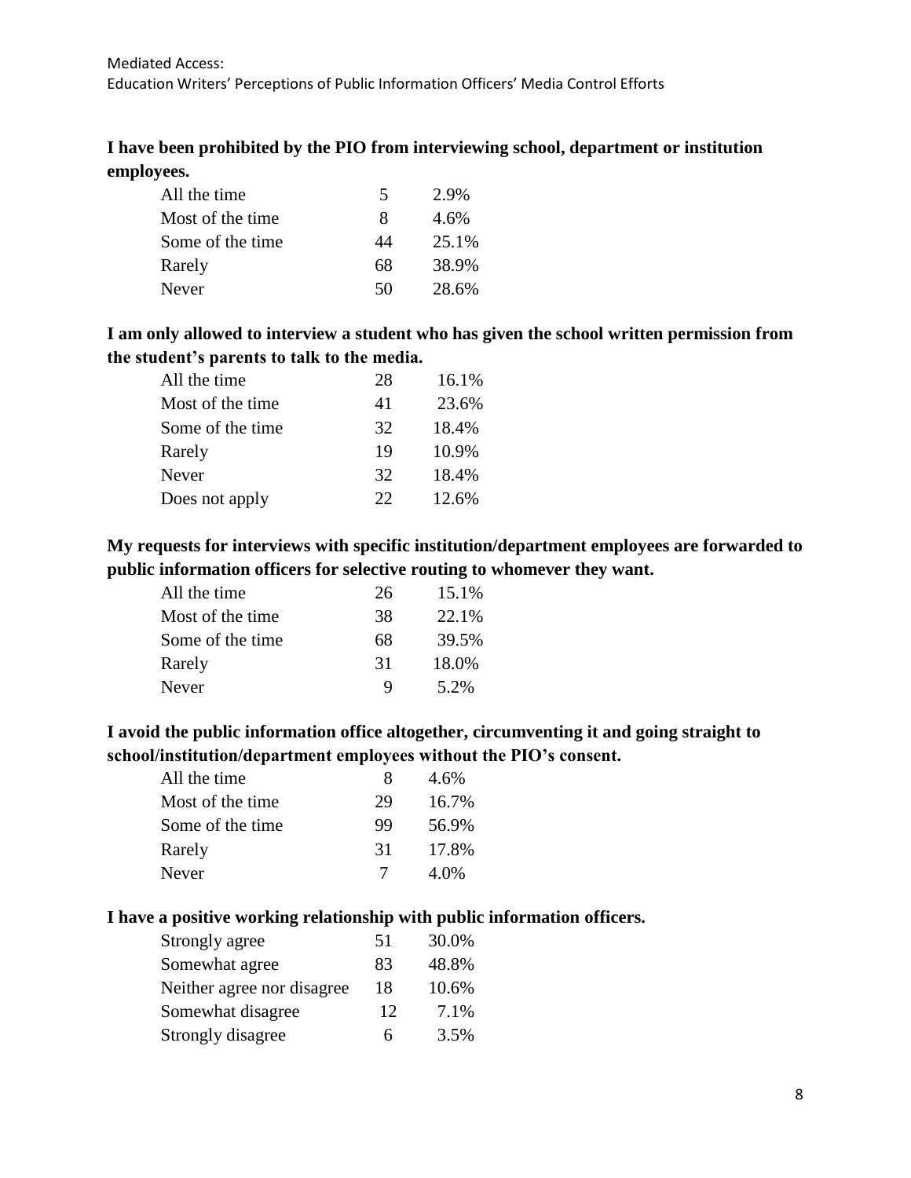**I have been prohibited by the PIO from interviewing school, department or institution employees.**

| | | |
|---|---|---|
| All the time | 5 | 2.9% |
| Most of the time | 8 | 4.6% |
| Some of the time | 44 | 25.1% |
| Rarely | 68 | 38.9% |
| Never | 50 | 28.6% |

**I am only allowed to interview a student who has given the school written permission from the student's parents to talk to the media.**

| | | |
|---|---|---|
| All the time | 28 | 16.1% |
| Most of the time | 41 | 23.6% |
| Some of the time | 32 | 18.4% |
| Rarely | 19 | 10.9% |
| Never | 32 | 18.4% |
| Does not apply | 22 | 12.6% |

**My requests for interviews with specific institution/department employees are forwarded to public information officers for selective routing to whomever they want.**

| | | |
|---|---|---|
| All the time | 26 | 15.1% |
| Most of the time | 38 | 22.1% |
| Some of the time | 68 | 39.5% |
| Rarely | 31 | 18.0% |
| Never | 9 | 5.2% |

**I avoid the public information office altogether, circumventing it and going straight to school/institution/department employees without the PIO's consent.**

| | | |
|---|---|---|
| All the time | 8 | 4.6% |
| Most of the time | 29 | 16.7% |
| Some of the time | 99 | 56.9% |
| Rarely | 31 | 17.8% |
| Never | 7 | 4.0% |

**I have a positive working relationship with public information officers.**

| | | |
|---|---|---|
| Strongly agree | 51 | 30.0% |
| Somewhat agree | 83 | 48.8% |
| Neither agree nor disagree | 18 | 10.6% |
| Somewhat disagree | 12 | 7.1% |
| Strongly disagree | 6 | 3.5% |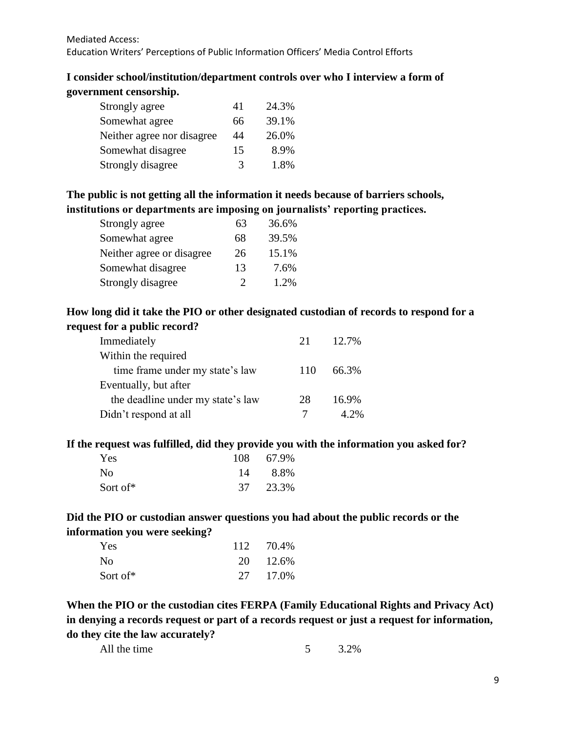**I consider school/institution/department controls over who I interview a form of government censorship.**

| | | |
|---|---|---|
| Strongly agree | 41 | 24.3% |
| Somewhat agree | 66 | 39.1% |
| Neither agree nor disagree | 44 | 26.0% |
| Somewhat disagree | 15 | 8.9% |
| Strongly disagree | 3 | 1.8% |

**The public is not getting all the information it needs because of barriers schools, institutions or departments are imposing on journalists' reporting practices.**

| | | |
|---|---|---|
| Strongly agree | 63 | 36.6% |
| Somewhat agree | 68 | 39.5% |
| Neither agree or disagree | 26 | 15.1% |
| Somewhat disagree | 13 | 7.6% |
| Strongly disagree | 2 | 1.2% |

**How long did it take the PIO or other designated custodian of records to respond for a request for a public record?**

| | | |
|---|---|---|
| Immediately | 21 | 12.7% |
| Within the required time frame under my state's law | 110 | 66.3% |
| Eventually, but after the deadline under my state's law | 28 | 16.9% |
| Didn't respond at all | 7 | 4.2% |

**If the request was fulfilled, did they provide you with the information you asked for?**

| | | |
|---|---|---|
| Yes | 108 | 67.9% |
| No | 14 | 8.8% |
| Sort of* | 37 | 23.3% |

**Did the PIO or custodian answer questions you had about the public records or the information you were seeking?**

| | | |
|---|---|---|
| Yes | 112 | 70.4% |
| No | 20 | 12.6% |
| Sort of* | 27 | 17.0% |

**When the PIO or the custodian cites FERPA (Family Educational Rights and Privacy Act) in denying a records request or part of a records request or just a request for information, do they cite the law accurately?**

| | | |
|---|---|---|
| All the time | 5 | 3.2% |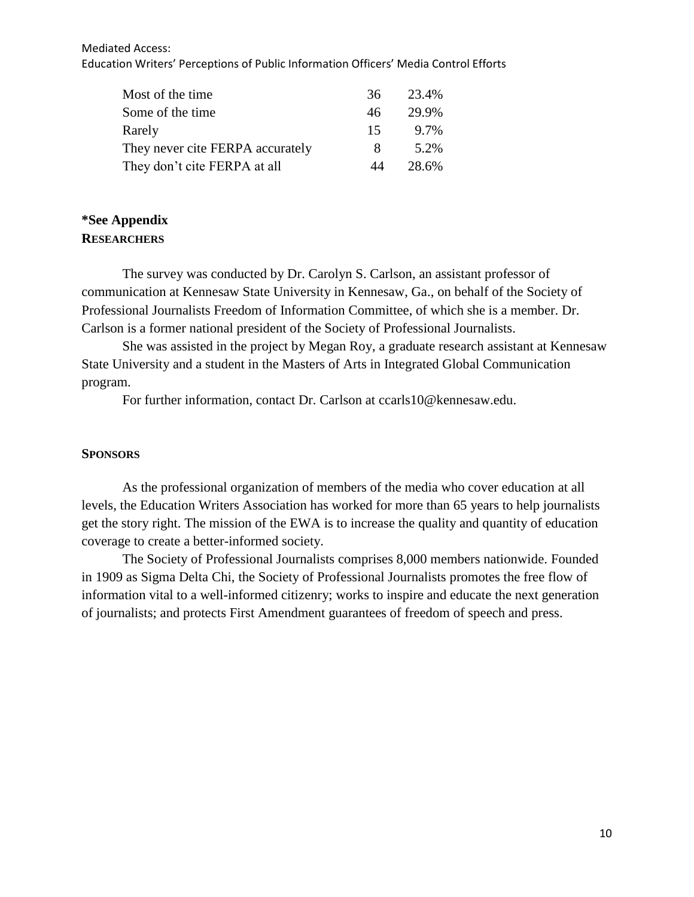| | | |
|---|---|---|
| Most of the time | 36 | 23.4% |
| Some of the time | 46 | 29.9% |
| Rarely | 15 | 9.7% |
| They never cite FERPA accurately | 8 | 5.2% |
| They don't cite FERPA at all | 44 | 28.6% |

**\*See Appendix**

## RESEARCHERS

The survey was conducted by Dr. Carolyn S. Carlson, an assistant professor of communication at Kennesaw State University in Kennesaw, Ga., on behalf of the Society of Professional Journalists Freedom of Information Committee, of which she is a member. Dr. Carlson is a former national president of the Society of Professional Journalists.

She was assisted in the project by Megan Roy, a graduate research assistant at Kennesaw State University and a student in the Masters of Arts in Integrated Global Communication program.

For further information, contact Dr. Carlson at ccarls10@kennesaw.edu.

## SPONSORS

As the professional organization of members of the media who cover education at all levels, the Education Writers Association has worked for more than 65 years to help journalists get the story right. The mission of the EWA is to increase the quality and quantity of education coverage to create a better-informed society.

The Society of Professional Journalists comprises 8,000 members nationwide. Founded in 1909 as Sigma Delta Chi, the Society of Professional Journalists promotes the free flow of information vital to a well-informed citizenry; works to inspire and educate the next generation of journalists; and protects First Amendment guarantees of freedom of speech and press.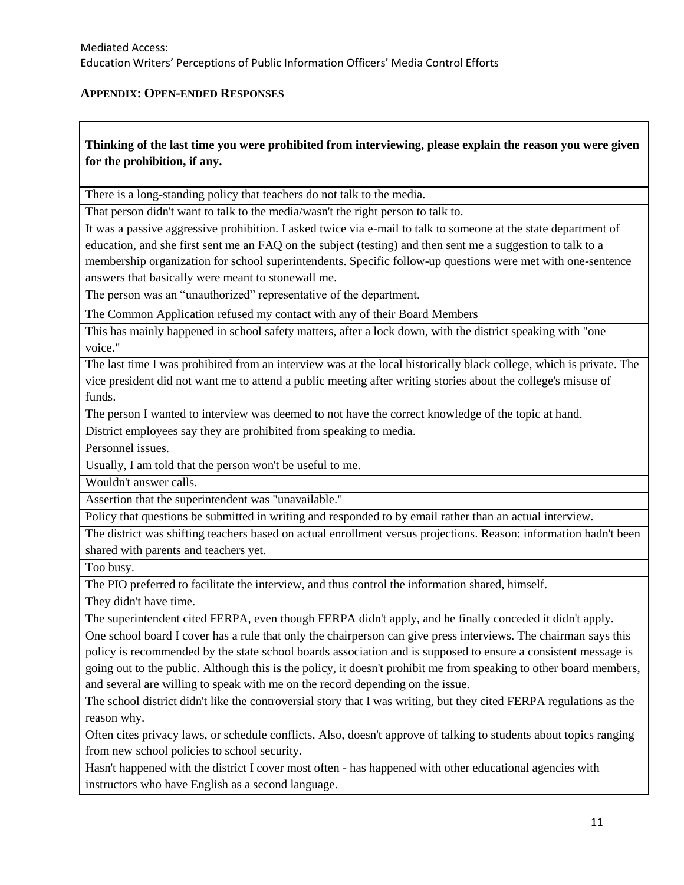## APPENDIX: OPEN-ENDED RESPONSES

| **Thinking of the last time you were prohibited from interviewing, please explain the reason you were given for the prohibition, if any.** |
|---|
| There is a long-standing policy that teachers do not talk to the media. |
| That person didn't want to talk to the media/wasn't the right person to talk to. |
| It was a passive aggressive prohibition. I asked twice via e-mail to talk to someone at the state department of education, and she first sent me an FAQ on the subject (testing) and then sent me a suggestion to talk to a membership organization for school superintendents. Specific follow-up questions were met with one-sentence answers that basically were meant to stonewall me. |
| The person was an "unauthorized" representative of the department. |
| The Common Application refused my contact with any of their Board Members |
| This has mainly happened in school safety matters, after a lock down, with the district speaking with "one voice." |
| The last time I was prohibited from an interview was at the local historically black college, which is private. The vice president did not want me to attend a public meeting after writing stories about the college's misuse of funds. |
| The person I wanted to interview was deemed to not have the correct knowledge of the topic at hand. |
| District employees say they are prohibited from speaking to media. |
| Personnel issues. |
| Usually, I am told that the person won't be useful to me. |
| Wouldn't answer calls. |
| Assertion that the superintendent was "unavailable." |
| Policy that questions be submitted in writing and responded to by email rather than an actual interview. |
| The district was shifting teachers based on actual enrollment versus projections. Reason: information hadn't been shared with parents and teachers yet. |
| Too busy. |
| The PIO preferred to facilitate the interview, and thus control the information shared, himself. |
| They didn't have time. |
| The superintendent cited FERPA, even though FERPA didn't apply, and he finally conceded it didn't apply. |
| One school board I cover has a rule that only the chairperson can give press interviews. The chairman says this policy is recommended by the state school boards association and is supposed to ensure a consistent message is going out to the public. Although this is the policy, it doesn't prohibit me from speaking to other board members, and several are willing to speak with me on the record depending on the issue. |
| The school district didn't like the controversial story that I was writing, but they cited FERPA regulations as the reason why. |
| Often cites privacy laws, or schedule conflicts. Also, doesn't approve of talking to students about topics ranging from new school policies to school security. |
| Hasn't happened with the district I cover most often - has happened with other educational agencies with instructors who have English as a second language. |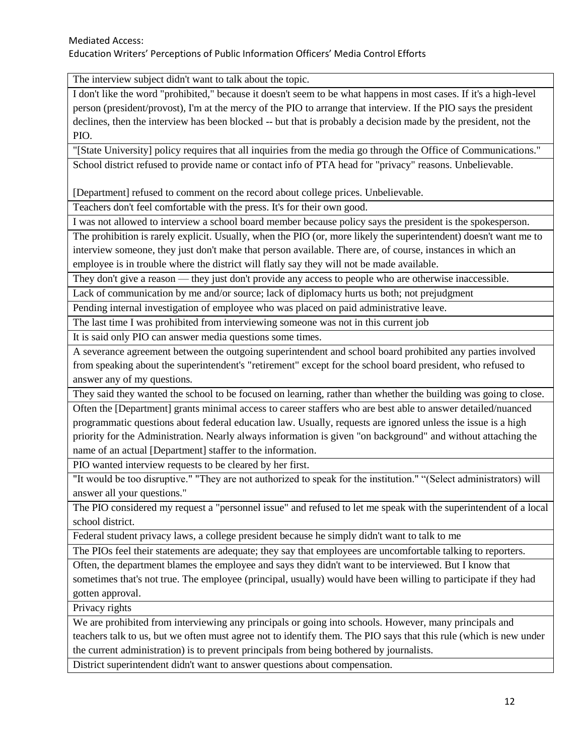| The interview subject didn't want to talk about the topic. |
|---|
| I don't like the word "prohibited," because it doesn't seem to be what happens in most cases. If it's a high-level person (president/provost), I'm at the mercy of the PIO to arrange that interview. If the PIO says the president declines, then the interview has been blocked -- but that is probably a decision made by the president, not the PIO. |
| "[State University] policy requires that all inquiries from the media go through the Office of Communications." |
| School district refused to provide name or contact info of PTA head for "privacy" reasons. Unbelievable.<br><br>[Department] refused to comment on the record about college prices. Unbelievable. |
| Teachers don't feel comfortable with the press. It's for their own good. |
| I was not allowed to interview a school board member because policy says the president is the spokesperson. |
| The prohibition is rarely explicit. Usually, when the PIO (or, more likely the superintendent) doesn't want me to interview someone, they just don't make that person available. There are, of course, instances in which an employee is in trouble where the district will flatly say they will not be made available. |
| They don't give a reason — they just don't provide any access to people who are otherwise inaccessible. |
| Lack of communication by me and/or source; lack of diplomacy hurts us both; not prejudgment |
| Pending internal investigation of employee who was placed on paid administrative leave. |
| The last time I was prohibited from interviewing someone was not in this current job |
| It is said only PIO can answer media questions some times. |
| A severance agreement between the outgoing superintendent and school board prohibited any parties involved from speaking about the superintendent's "retirement" except for the school board president, who refused to answer any of my questions. |
| They said they wanted the school to be focused on learning, rather than whether the building was going to close. |
| Often the [Department] grants minimal access to career staffers who are best able to answer detailed/nuanced programmatic questions about federal education law. Usually, requests are ignored unless the issue is a high priority for the Administration. Nearly always information is given "on background" and without attaching the name of an actual [Department] staffer to the information. |
| PIO wanted interview requests to be cleared by her first. |
| "It would be too disruptive." "They are not authorized to speak for the institution." "(Select administrators) will answer all your questions." |
| The PIO considered my request a "personnel issue" and refused to let me speak with the superintendent of a local school district. |
| Federal student privacy laws, a college president because he simply didn't want to talk to me |
| The PIOs feel their statements are adequate; they say that employees are uncomfortable talking to reporters. |
| Often, the department blames the employee and says they didn't want to be interviewed. But I know that sometimes that's not true. The employee (principal, usually) would have been willing to participate if they had gotten approval. |
| Privacy rights |
| We are prohibited from interviewing any principals or going into schools. However, many principals and teachers talk to us, but we often must agree not to identify them. The PIO says that this rule (which is new under the current administration) is to prevent principals from being bothered by journalists. |
| District superintendent didn't want to answer questions about compensation. |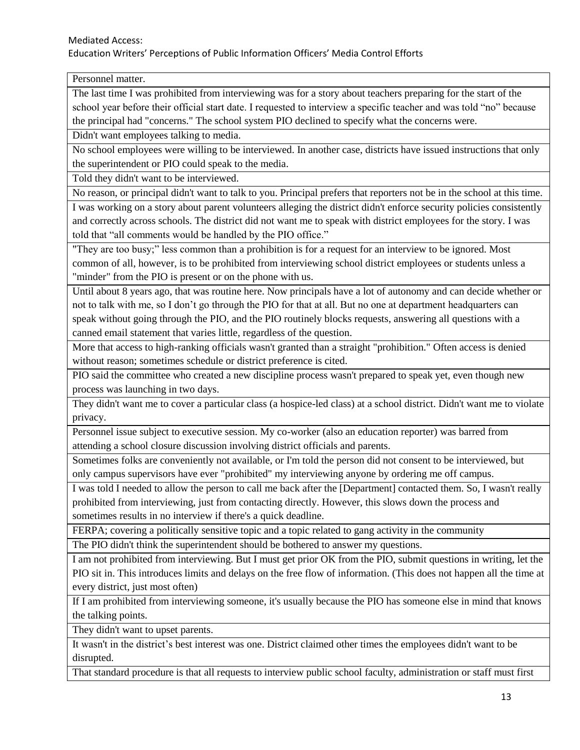| Personnel matter. |
|---|
| The last time I was prohibited from interviewing was for a story about teachers preparing for the start of the school year before their official start date. I requested to interview a specific teacher and was told "no" because the principal had "concerns." The school system PIO declined to specify what the concerns were. |
| Didn't want employees talking to media. |
| No school employees were willing to be interviewed. In another case, districts have issued instructions that only the superintendent or PIO could speak to the media. |
| Told they didn't want to be interviewed. |
| No reason, or principal didn't want to talk to you. Principal prefers that reporters not be in the school at this time. |
| I was working on a story about parent volunteers alleging the district didn't enforce security policies consistently and correctly across schools. The district did not want me to speak with district employees for the story. I was told that "all comments would be handled by the PIO office." |
| "They are too busy;" less common than a prohibition is for a request for an interview to be ignored. Most common of all, however, is to be prohibited from interviewing school district employees or students unless a "minder" from the PIO is present or on the phone with us. |
| Until about 8 years ago, that was routine here. Now principals have a lot of autonomy and can decide whether or not to talk with me, so I don't go through the PIO for that at all. But no one at department headquarters can speak without going through the PIO, and the PIO routinely blocks requests, answering all questions with a canned email statement that varies little, regardless of the question. |
| More that access to high-ranking officials wasn't granted than a straight "prohibition." Often access is denied without reason; sometimes schedule or district preference is cited. |
| PIO said the committee who created a new discipline process wasn't prepared to speak yet, even though new process was launching in two days. |
| They didn't want me to cover a particular class (a hospice-led class) at a school district. Didn't want me to violate privacy. |
| Personnel issue subject to executive session. My co-worker (also an education reporter) was barred from attending a school closure discussion involving district officials and parents. |
| Sometimes folks are conveniently not available, or I'm told the person did not consent to be interviewed, but only campus supervisors have ever "prohibited" my interviewing anyone by ordering me off campus. |
| I was told I needed to allow the person to call me back after the [Department] contacted them. So, I wasn't really prohibited from interviewing, just from contacting directly. However, this slows down the process and sometimes results in no interview if there's a quick deadline. |
| FERPA; covering a politically sensitive topic and a topic related to gang activity in the community |
| The PIO didn't think the superintendent should be bothered to answer my questions. |
| I am not prohibited from interviewing. But I must get prior OK from the PIO, submit questions in writing, let the PIO sit in. This introduces limits and delays on the free flow of information. (This does not happen all the time at every district, just most often) |
| If I am prohibited from interviewing someone, it's usually because the PIO has someone else in mind that knows the talking points. |
| They didn't want to upset parents. |
| It wasn't in the district's best interest was one. District claimed other times the employees didn't want to be disrupted. |
| That standard procedure is that all requests to interview public school faculty, administration or staff must first |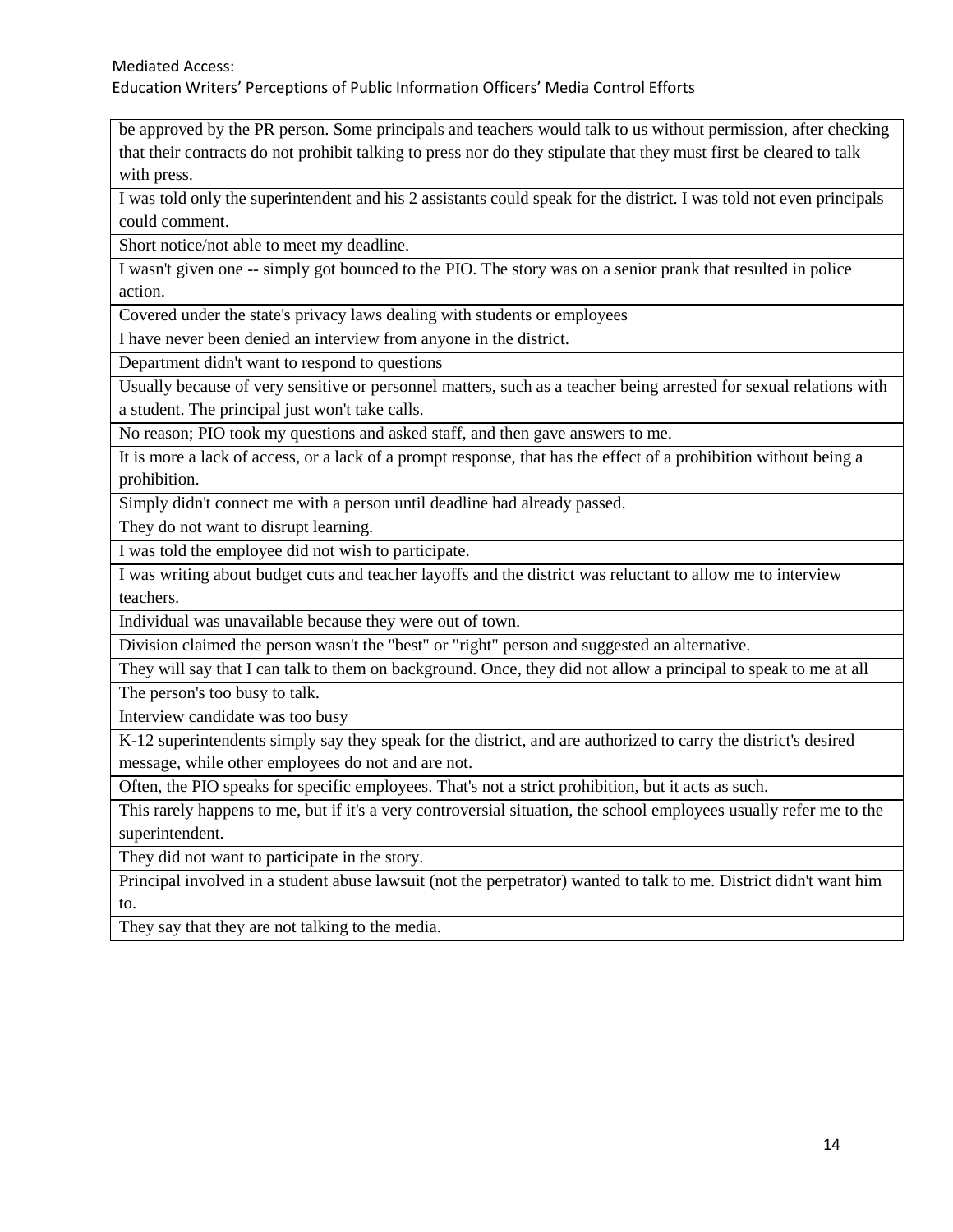| be approved by the PR person. Some principals and teachers would talk to us without permission, after checking that their contracts do not prohibit talking to press nor do they stipulate that they must first be cleared to talk with press. |
|---|
| I was told only the superintendent and his 2 assistants could speak for the district. I was told not even principals could comment. |
| Short notice/not able to meet my deadline. |
| I wasn't given one -- simply got bounced to the PIO. The story was on a senior prank that resulted in police action. |
| Covered under the state's privacy laws dealing with students or employees |
| I have never been denied an interview from anyone in the district. |
| Department didn't want to respond to questions |
| Usually because of very sensitive or personnel matters, such as a teacher being arrested for sexual relations with a student. The principal just won't take calls. |
| No reason; PIO took my questions and asked staff, and then gave answers to me. |
| It is more a lack of access, or a lack of a prompt response, that has the effect of a prohibition without being a prohibition. |
| Simply didn't connect me with a person until deadline had already passed. |
| They do not want to disrupt learning. |
| I was told the employee did not wish to participate. |
| I was writing about budget cuts and teacher layoffs and the district was reluctant to allow me to interview teachers. |
| Individual was unavailable because they were out of town. |
| Division claimed the person wasn't the "best" or "right" person and suggested an alternative. |
| They will say that I can talk to them on background. Once, they did not allow a principal to speak to me at all |
| The person's too busy to talk. |
| Interview candidate was too busy |
| K-12 superintendents simply say they speak for the district, and are authorized to carry the district's desired message, while other employees do not and are not. |
| Often, the PIO speaks for specific employees. That's not a strict prohibition, but it acts as such. |
| This rarely happens to me, but if it's a very controversial situation, the school employees usually refer me to the superintendent. |
| They did not want to participate in the story. |
| Principal involved in a student abuse lawsuit (not the perpetrator) wanted to talk to me. District didn't want him to. |
| They say that they are not talking to the media. |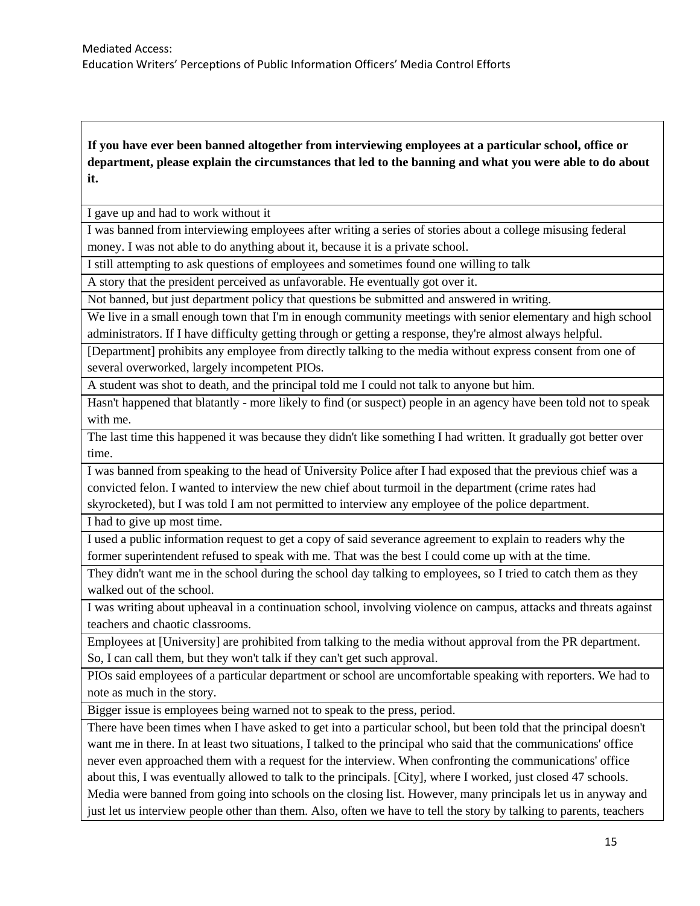| If you have ever been banned altogether from interviewing employees at a particular school, office or department, please explain the circumstances that led to the banning and what you were able to do about it. |
| --- |
| I gave up and had to work without it |
| I was banned from interviewing employees after writing a series of stories about a college misusing federal money. I was not able to do anything about it, because it is a private school. |
| I still attempting to ask questions of employees and sometimes found one willing to talk |
| A story that the president perceived as unfavorable. He eventually got over it. |
| Not banned, but just department policy that questions be submitted and answered in writing. |
| We live in a small enough town that I'm in enough community meetings with senior elementary and high school administrators. If I have difficulty getting through or getting a response, they're almost always helpful. |
| [Department] prohibits any employee from directly talking to the media without express consent from one of several overworked, largely incompetent PIOs. |
| A student was shot to death, and the principal told me I could not talk to anyone but him. |
| Hasn't happened that blatantly - more likely to find (or suspect) people in an agency have been told not to speak with me. |
| The last time this happened it was because they didn't like something I had written. It gradually got better over time. |
| I was banned from speaking to the head of University Police after I had exposed that the previous chief was a convicted felon. I wanted to interview the new chief about turmoil in the department (crime rates had skyrocketed), but I was told I am not permitted to interview any employee of the police department. |
| I had to give up most time. |
| I used a public information request to get a copy of said severance agreement to explain to readers why the former superintendent refused to speak with me. That was the best I could come up with at the time. |
| They didn't want me in the school during the school day talking to employees, so I tried to catch them as they walked out of the school. |
| I was writing about upheaval in a continuation school, involving violence on campus, attacks and threats against teachers and chaotic classrooms. |
| Employees at [University] are prohibited from talking to the media without approval from the PR department. So, I can call them, but they won't talk if they can't get such approval. |
| PIOs said employees of a particular department or school are uncomfortable speaking with reporters. We had to note as much in the story. |
| Bigger issue is employees being warned not to speak to the press, period. |
| There have been times when I have asked to get into a particular school, but been told that the principal doesn't want me in there. In at least two situations, I talked to the principal who said that the communications' office never even approached them with a request for the interview. When confronting the communications' office about this, I was eventually allowed to talk to the principals. [City], where I worked, just closed 47 schools. Media were banned from going into schools on the closing list. However, many principals let us in anyway and just let us interview people other than them. Also, often we have to tell the story by talking to parents, teachers |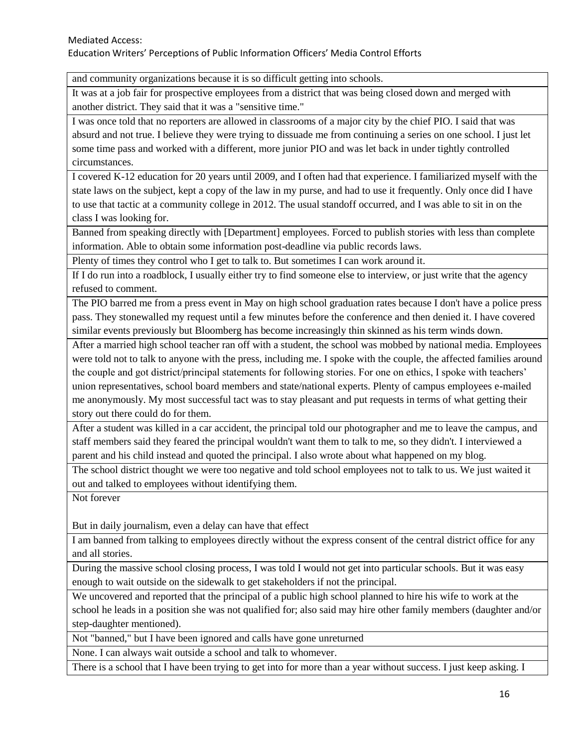| and community organizations because it is so difficult getting into schools. |
|---|
| It was at a job fair for prospective employees from a district that was being closed down and merged with another district. They said that it was a "sensitive time." |
| I was once told that no reporters are allowed in classrooms of a major city by the chief PIO. I said that was absurd and not true. I believe they were trying to dissuade me from continuing a series on one school. I just let some time pass and worked with a different, more junior PIO and was let back in under tightly controlled circumstances. |
| I covered K-12 education for 20 years until 2009, and I often had that experience. I familiarized myself with the state laws on the subject, kept a copy of the law in my purse, and had to use it frequently. Only once did I have to use that tactic at a community college in 2012. The usual standoff occurred, and I was able to sit in on the class I was looking for. |
| Banned from speaking directly with [Department] employees. Forced to publish stories with less than complete information. Able to obtain some information post-deadline via public records laws. |
| Plenty of times they control who I get to talk to. But sometimes I can work around it. |
| If I do run into a roadblock, I usually either try to find someone else to interview, or just write that the agency refused to comment. |
| The PIO barred me from a press event in May on high school graduation rates because I don't have a police press pass. They stonewalled my request until a few minutes before the conference and then denied it. I have covered similar events previously but Bloomberg has become increasingly thin skinned as his term winds down. |
| After a married high school teacher ran off with a student, the school was mobbed by national media. Employees were told not to talk to anyone with the press, including me. I spoke with the couple, the affected families around the couple and got district/principal statements for following stories. For one on ethics, I spoke with teachers' union representatives, school board members and state/national experts. Plenty of campus employees e-mailed me anonymously. My most successful tact was to stay pleasant and put requests in terms of what getting their story out there could do for them. |
| After a student was killed in a car accident, the principal told our photographer and me to leave the campus, and staff members said they feared the principal wouldn't want them to talk to me, so they didn't. I interviewed a parent and his child instead and quoted the principal. I also wrote about what happened on my blog. |
| The school district thought we were too negative and told school employees not to talk to us. We just waited it out and talked to employees without identifying them. |
| Not forever<br><br>But in daily journalism, even a delay can have that effect |
| I am banned from talking to employees directly without the express consent of the central district office for any and all stories. |
| During the massive school closing process, I was told I would not get into particular schools. But it was easy enough to wait outside on the sidewalk to get stakeholders if not the principal. |
| We uncovered and reported that the principal of a public high school planned to hire his wife to work at the school he leads in a position she was not qualified for; also said may hire other family members (daughter and/or step-daughter mentioned). |
| Not "banned," but I have been ignored and calls have gone unreturned |
| None. I can always wait outside a school and talk to whomever. |
| There is a school that I have been trying to get into for more than a year without success. I just keep asking. I |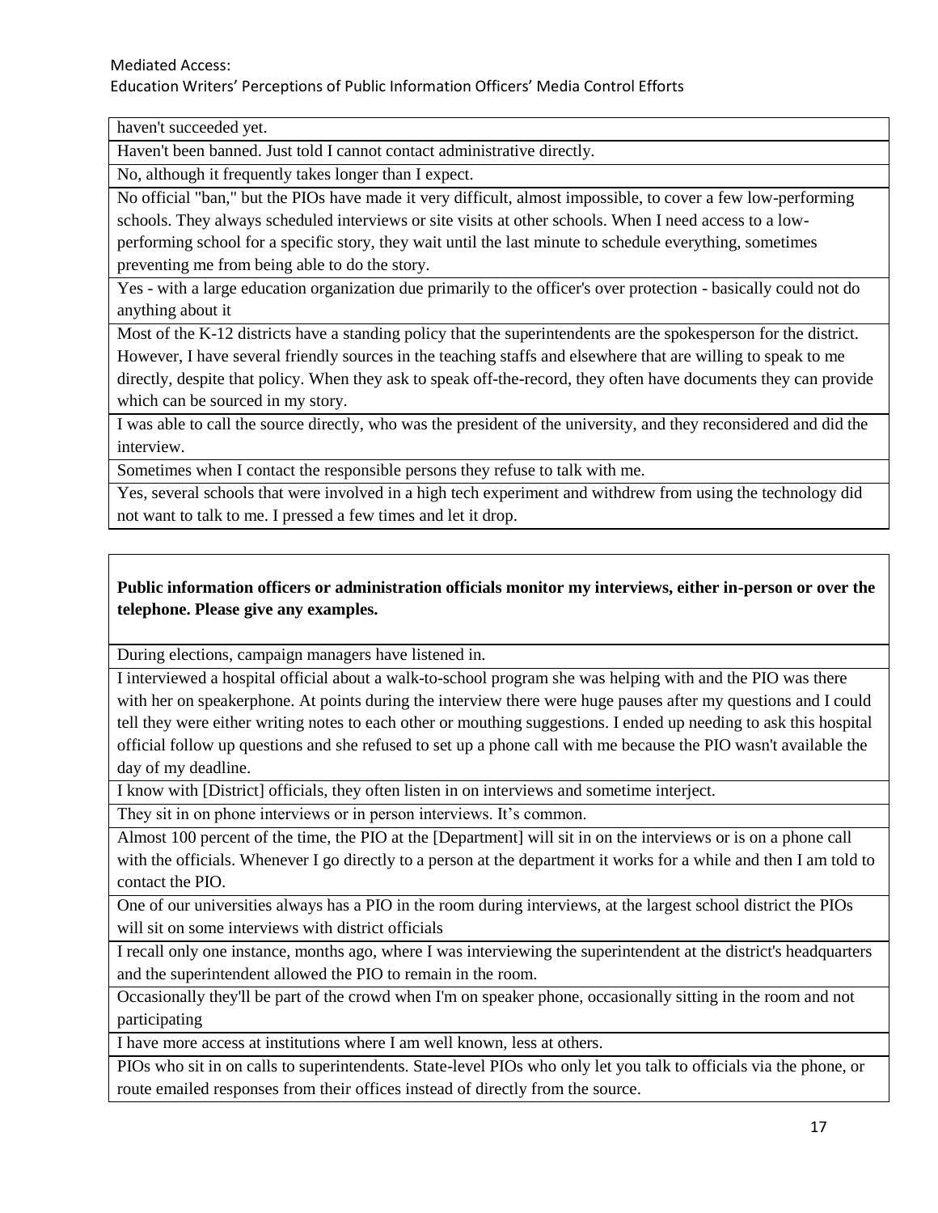| haven't succeeded yet. |
| --- |
| Haven't been banned. Just told I cannot contact administrative directly. |
| No, although it frequently takes longer than I expect. |
| No official "ban," but the PIOs have made it very difficult, almost impossible, to cover a few low-performing schools. They always scheduled interviews or site visits at other schools. When I need access to a low-performing school for a specific story, they wait until the last minute to schedule everything, sometimes preventing me from being able to do the story. |
| Yes - with a large education organization due primarily to the officer's over protection - basically could not do anything about it |
| Most of the K-12 districts have a standing policy that the superintendents are the spokesperson for the district. However, I have several friendly sources in the teaching staffs and elsewhere that are willing to speak to me directly, despite that policy. When they ask to speak off-the-record, they often have documents they can provide which can be sourced in my story. |
| I was able to call the source directly, who was the president of the university, and they reconsidered and did the interview. |
| Sometimes when I contact the responsible persons they refuse to talk with me. |
| Yes, several schools that were involved in a high tech experiment and withdrew from using the technology did not want to talk to me. I pressed a few times and let it drop. |

| **Public information officers or administration officials monitor my interviews, either in-person or over the telephone. Please give any examples.** |
| --- |
| During elections, campaign managers have listened in. |
| I interviewed a hospital official about a walk-to-school program she was helping with and the PIO was there with her on speakerphone. At points during the interview there were huge pauses after my questions and I could tell they were either writing notes to each other or mouthing suggestions. I ended up needing to ask this hospital official follow up questions and she refused to set up a phone call with me because the PIO wasn't available the day of my deadline. |
| I know with [District] officials, they often listen in on interviews and sometime interject. |
| They sit in on phone interviews or in person interviews. It's common. |
| Almost 100 percent of the time, the PIO at the [Department] will sit in on the interviews or is on a phone call with the officials. Whenever I go directly to a person at the department it works for a while and then I am told to contact the PIO. |
| One of our universities always has a PIO in the room during interviews, at the largest school district the PIOs will sit on some interviews with district officials |
| I recall only one instance, months ago, where I was interviewing the superintendent at the district's headquarters and the superintendent allowed the PIO to remain in the room. |
| Occasionally they'll be part of the crowd when I'm on speaker phone, occasionally sitting in the room and not participating |
| I have more access at institutions where I am well known, less at others. |
| PIOs who sit in on calls to superintendents. State-level PIOs who only let you talk to officials via the phone, or route emailed responses from their offices instead of directly from the source. |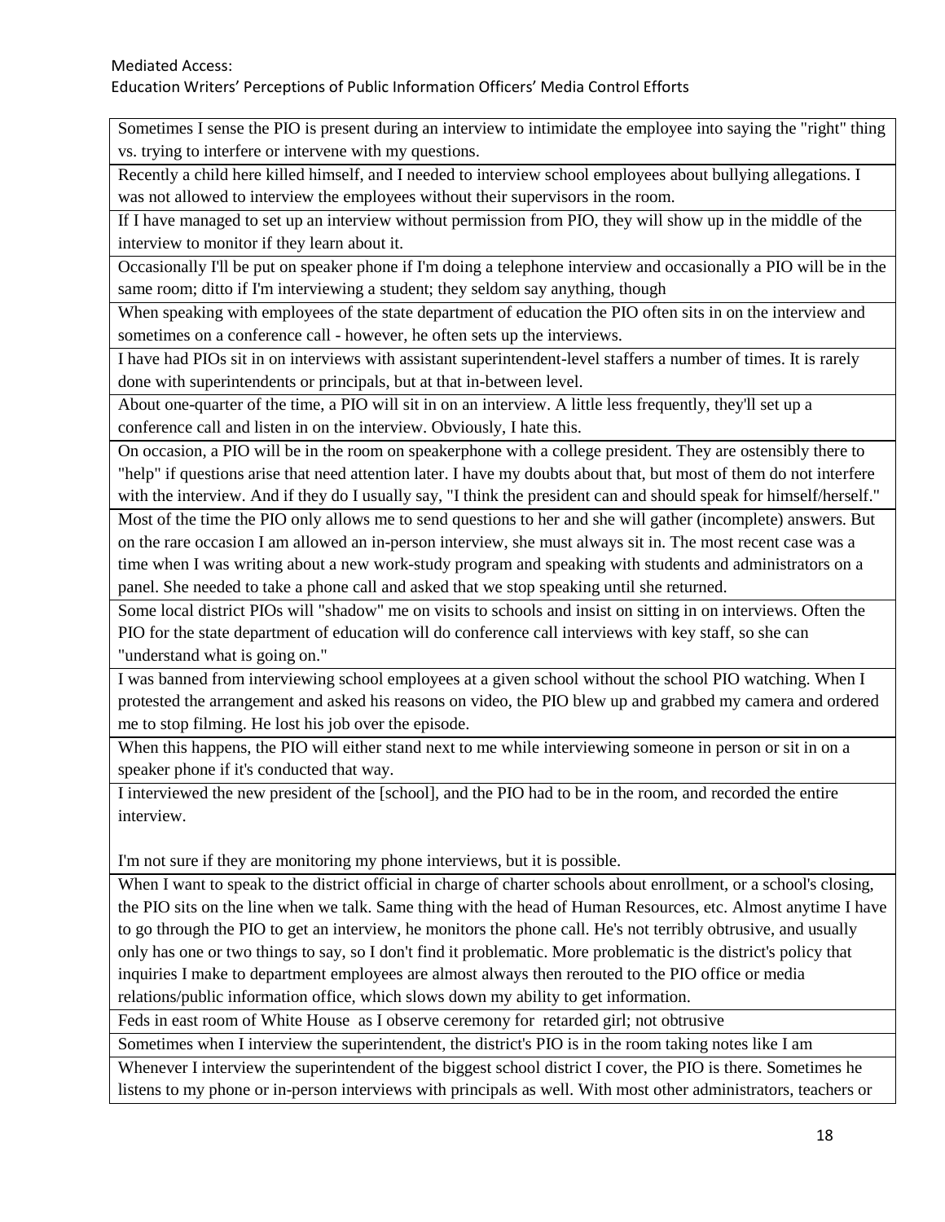| |
|---|
| Sometimes I sense the PIO is present during an interview to intimidate the employee into saying the "right" thing vs. trying to interfere or intervene with my questions. |
| Recently a child here killed himself, and I needed to interview school employees about bullying allegations. I was not allowed to interview the employees without their supervisors in the room. |
| If I have managed to set up an interview without permission from PIO, they will show up in the middle of the interview to monitor if they learn about it. |
| Occasionally I'll be put on speaker phone if I'm doing a telephone interview and occasionally a PIO will be in the same room; ditto if I'm interviewing a student; they seldom say anything, though |
| When speaking with employees of the state department of education the PIO often sits in on the interview and sometimes on a conference call - however, he often sets up the interviews. |
| I have had PIOs sit in on interviews with assistant superintendent-level staffers a number of times. It is rarely done with superintendents or principals, but at that in-between level. |
| About one-quarter of the time, a PIO will sit in on an interview. A little less frequently, they'll set up a conference call and listen in on the interview. Obviously, I hate this. |
| On occasion, a PIO will be in the room on speakerphone with a college president. They are ostensibly there to "help" if questions arise that need attention later. I have my doubts about that, but most of them do not interfere with the interview. And if they do I usually say, "I think the president can and should speak for himself/herself." |
| Most of the time the PIO only allows me to send questions to her and she will gather (incomplete) answers. But on the rare occasion I am allowed an in-person interview, she must always sit in. The most recent case was a time when I was writing about a new work-study program and speaking with students and administrators on a panel. She needed to take a phone call and asked that we stop speaking until she returned. |
| Some local district PIOs will "shadow" me on visits to schools and insist on sitting in on interviews. Often the PIO for the state department of education will do conference call interviews with key staff, so she can "understand what is going on." |
| I was banned from interviewing school employees at a given school without the school PIO watching. When I protested the arrangement and asked his reasons on video, the PIO blew up and grabbed my camera and ordered me to stop filming. He lost his job over the episode. |
| When this happens, the PIO will either stand next to me while interviewing someone in person or sit in on a speaker phone if it's conducted that way. |
| I interviewed the new president of the [school], and the PIO had to be in the room, and recorded the entire interview. <br><br> I'm not sure if they are monitoring my phone interviews, but it is possible. |
| When I want to speak to the district official in charge of charter schools about enrollment, or a school's closing, the PIO sits on the line when we talk. Same thing with the head of Human Resources, etc. Almost anytime I have to go through the PIO to get an interview, he monitors the phone call. He's not terribly obtrusive, and usually only has one or two things to say, so I don't find it problematic. More problematic is the district's policy that inquiries I make to department employees are almost always then rerouted to the PIO office or media relations/public information office, which slows down my ability to get information. |
| Feds in east room of White House as I observe ceremony for retarded girl; not obtrusive |
| Sometimes when I interview the superintendent, the district's PIO is in the room taking notes like I am |
| Whenever I interview the superintendent of the biggest school district I cover, the PIO is there. Sometimes he listens to my phone or in-person interviews with principals as well. With most other administrators, teachers or |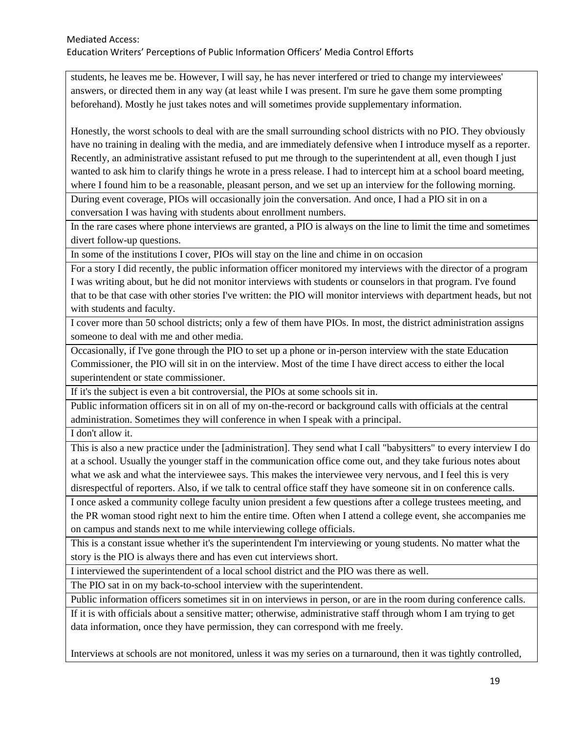| |
|---|
| students, he leaves me be. However, I will say, he has never interfered or tried to change my interviewees' answers, or directed them in any way (at least while I was present. I'm sure he gave them some prompting beforehand). Mostly he just takes notes and will sometimes provide supplementary information.<br><br>Honestly, the worst schools to deal with are the small surrounding school districts with no PIO. They obviously have no training in dealing with the media, and are immediately defensive when I introduce myself as a reporter. Recently, an administrative assistant refused to put me through to the superintendent at all, even though I just wanted to ask him to clarify things he wrote in a press release. I had to intercept him at a school board meeting, where I found him to be a reasonable, pleasant person, and we set up an interview for the following morning. |
| During event coverage, PIOs will occasionally join the conversation. And once, I had a PIO sit in on a conversation I was having with students about enrollment numbers. |
| In the rare cases where phone interviews are granted, a PIO is always on the line to limit the time and sometimes divert follow-up questions. |
| In some of the institutions I cover, PIOs will stay on the line and chime in on occasion |
| For a story I did recently, the public information officer monitored my interviews with the director of a program I was writing about, but he did not monitor interviews with students or counselors in that program. I've found that to be that case with other stories I've written: the PIO will monitor interviews with department heads, but not with students and faculty. |
| I cover more than 50 school districts; only a few of them have PIOs. In most, the district administration assigns someone to deal with me and other media. |
| Occasionally, if I've gone through the PIO to set up a phone or in-person interview with the state Education Commissioner, the PIO will sit in on the interview. Most of the time I have direct access to either the local superintendent or state commissioner. |
| If it's the subject is even a bit controversial, the PIOs at some schools sit in. |
| Public information officers sit in on all of my on-the-record or background calls with officials at the central administration. Sometimes they will conference in when I speak with a principal. |
| I don't allow it. |
| This is also a new practice under the [administration]. They send what I call "babysitters" to every interview I do at a school. Usually the younger staff in the communication office come out, and they take furious notes about what we ask and what the interviewee says. This makes the interviewee very nervous, and I feel this is very disrespectful of reporters. Also, if we talk to central office staff they have someone sit in on conference calls. |
| I once asked a community college faculty union president a few questions after a college trustees meeting, and the PR woman stood right next to him the entire time. Often when I attend a college event, she accompanies me on campus and stands next to me while interviewing college officials. |
| This is a constant issue whether it's the superintendent I'm interviewing or young students. No matter what the story is the PIO is always there and has even cut interviews short. |
| I interviewed the superintendent of a local school district and the PIO was there as well. |
| The PIO sat in on my back-to-school interview with the superintendent. |
| Public information officers sometimes sit in on interviews in person, or are in the room during conference calls. |
| If it is with officials about a sensitive matter; otherwise, administrative staff through whom I am trying to get data information, once they have permission, they can correspond with me freely.<br><br>Interviews at schools are not monitored, unless it was my series on a turnaround, then it was tightly controlled, |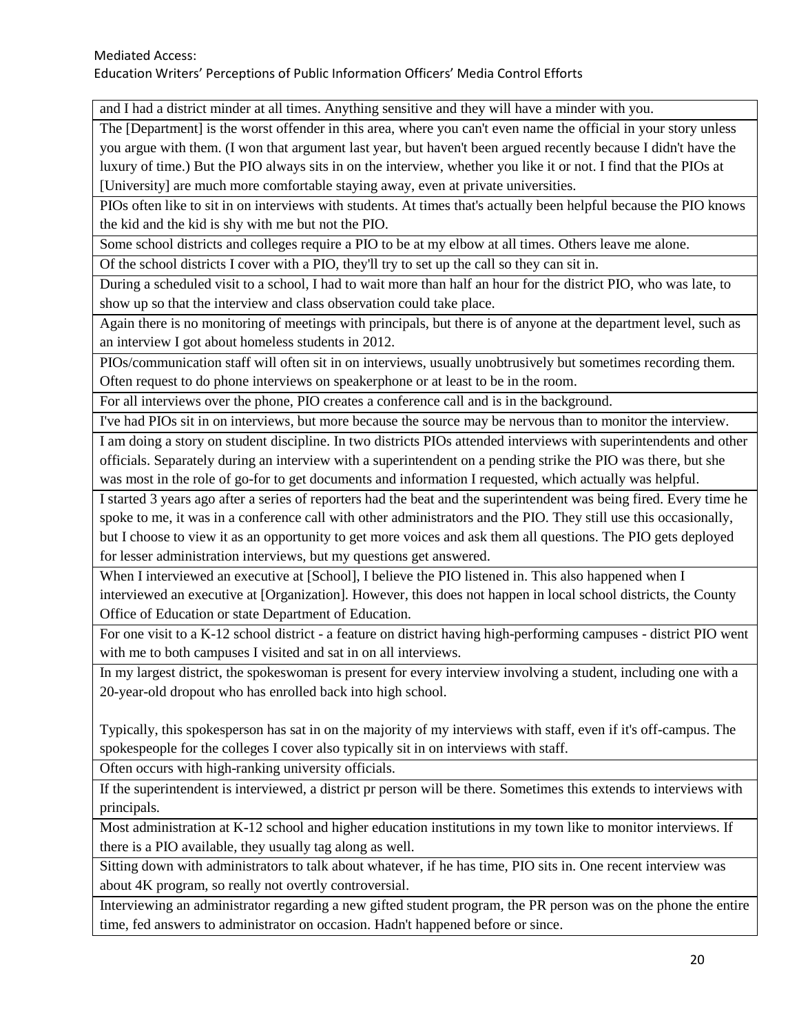| and I had a district minder at all times. Anything sensitive and they will have a minder with you. |
|---|
| The [Department] is the worst offender in this area, where you can't even name the official in your story unless you argue with them. (I won that argument last year, but haven't been argued recently because I didn't have the luxury of time.) But the PIO always sits in on the interview, whether you like it or not. I find that the PIOs at [University] are much more comfortable staying away, even at private universities. |
| PIOs often like to sit in on interviews with students. At times that's actually been helpful because the PIO knows the kid and the kid is shy with me but not the PIO. |
| Some school districts and colleges require a PIO to be at my elbow at all times. Others leave me alone. |
| Of the school districts I cover with a PIO, they'll try to set up the call so they can sit in. |
| During a scheduled visit to a school, I had to wait more than half an hour for the district PIO, who was late, to show up so that the interview and class observation could take place. |
| Again there is no monitoring of meetings with principals, but there is of anyone at the department level, such as an interview I got about homeless students in 2012. |
| PIOs/communication staff will often sit in on interviews, usually unobtrusively but sometimes recording them. Often request to do phone interviews on speakerphone or at least to be in the room. |
| For all interviews over the phone, PIO creates a conference call and is in the background. |
| I've had PIOs sit in on interviews, but more because the source may be nervous than to monitor the interview. |
| I am doing a story on student discipline. In two districts PIOs attended interviews with superintendents and other officials. Separately during an interview with a superintendent on a pending strike the PIO was there, but she was most in the role of go-for to get documents and information I requested, which actually was helpful. |
| I started 3 years ago after a series of reporters had the beat and the superintendent was being fired. Every time he spoke to me, it was in a conference call with other administrators and the PIO. They still use this occasionally, but I choose to view it as an opportunity to get more voices and ask them all questions. The PIO gets deployed for lesser administration interviews, but my questions get answered. |
| When I interviewed an executive at [School], I believe the PIO listened in. This also happened when I interviewed an executive at [Organization]. However, this does not happen in local school districts, the County Office of Education or state Department of Education. |
| For one visit to a K-12 school district - a feature on district having high-performing campuses - district PIO went with me to both campuses I visited and sat in on all interviews. |
| In my largest district, the spokeswoman is present for every interview involving a student, including one with a 20-year-old dropout who has enrolled back into high school.<br><br>Typically, this spokesperson has sat in on the majority of my interviews with staff, even if it's off-campus. The spokespeople for the colleges I cover also typically sit in on interviews with staff. |
| Often occurs with high-ranking university officials. |
| If the superintendent is interviewed, a district pr person will be there. Sometimes this extends to interviews with principals. |
| Most administration at K-12 school and higher education institutions in my town like to monitor interviews. If there is a PIO available, they usually tag along as well. |
| Sitting down with administrators to talk about whatever, if he has time, PIO sits in. One recent interview was about 4K program, so really not overtly controversial. |
| Interviewing an administrator regarding a new gifted student program, the PR person was on the phone the entire time, fed answers to administrator on occasion. Hadn't happened before or since. |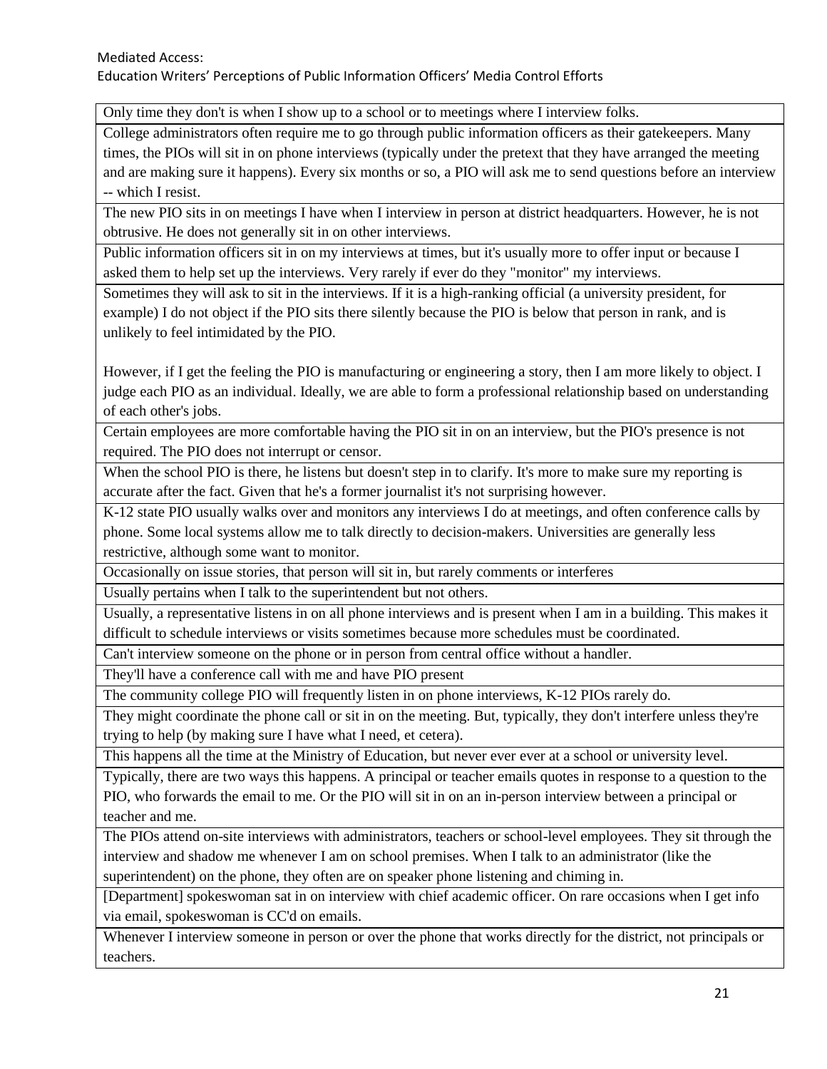| Only time they don't is when I show up to a school or to meetings where I interview folks. |
|---|
| College administrators often require me to go through public information officers as their gatekeepers. Many times, the PIOs will sit in on phone interviews (typically under the pretext that they have arranged the meeting and are making sure it happens). Every six months or so, a PIO will ask me to send questions before an interview -- which I resist. |
| The new PIO sits in on meetings I have when I interview in person at district headquarters. However, he is not obtrusive. He does not generally sit in on other interviews. |
| Public information officers sit in on my interviews at times, but it's usually more to offer input or because I asked them to help set up the interviews. Very rarely if ever do they "monitor" my interviews. |
| Sometimes they will ask to sit in the interviews. If it is a high-ranking official (a university president, for example) I do not object if the PIO sits there silently because the PIO is below that person in rank, and is unlikely to feel intimidated by the PIO.<br><br>However, if I get the feeling the PIO is manufacturing or engineering a story, then I am more likely to object. I judge each PIO as an individual. Ideally, we are able to form a professional relationship based on understanding of each other's jobs. |
| Certain employees are more comfortable having the PIO sit in on an interview, but the PIO's presence is not required. The PIO does not interrupt or censor. |
| When the school PIO is there, he listens but doesn't step in to clarify. It's more to make sure my reporting is accurate after the fact. Given that he's a former journalist it's not surprising however. |
| K-12 state PIO usually walks over and monitors any interviews I do at meetings, and often conference calls by phone. Some local systems allow me to talk directly to decision-makers. Universities are generally less restrictive, although some want to monitor. |
| Occasionally on issue stories, that person will sit in, but rarely comments or interferes |
| Usually pertains when I talk to the superintendent but not others. |
| Usually, a representative listens in on all phone interviews and is present when I am in a building. This makes it difficult to schedule interviews or visits sometimes because more schedules must be coordinated. |
| Can't interview someone on the phone or in person from central office without a handler. |
| They'll have a conference call with me and have PIO present |
| The community college PIO will frequently listen in on phone interviews, K-12 PIOs rarely do. |
| They might coordinate the phone call or sit in on the meeting. But, typically, they don't interfere unless they're trying to help (by making sure I have what I need, et cetera). |
| This happens all the time at the Ministry of Education, but never ever ever at a school or university level. |
| Typically, there are two ways this happens. A principal or teacher emails quotes in response to a question to the PIO, who forwards the email to me. Or the PIO will sit in on an in-person interview between a principal or teacher and me. |
| The PIOs attend on-site interviews with administrators, teachers or school-level employees. They sit through the interview and shadow me whenever I am on school premises. When I talk to an administrator (like the superintendent) on the phone, they often are on speaker phone listening and chiming in. |
| [Department] spokeswoman sat in on interview with chief academic officer. On rare occasions when I get info via email, spokeswoman is CC'd on emails. |
| Whenever I interview someone in person or over the phone that works directly for the district, not principals or teachers. |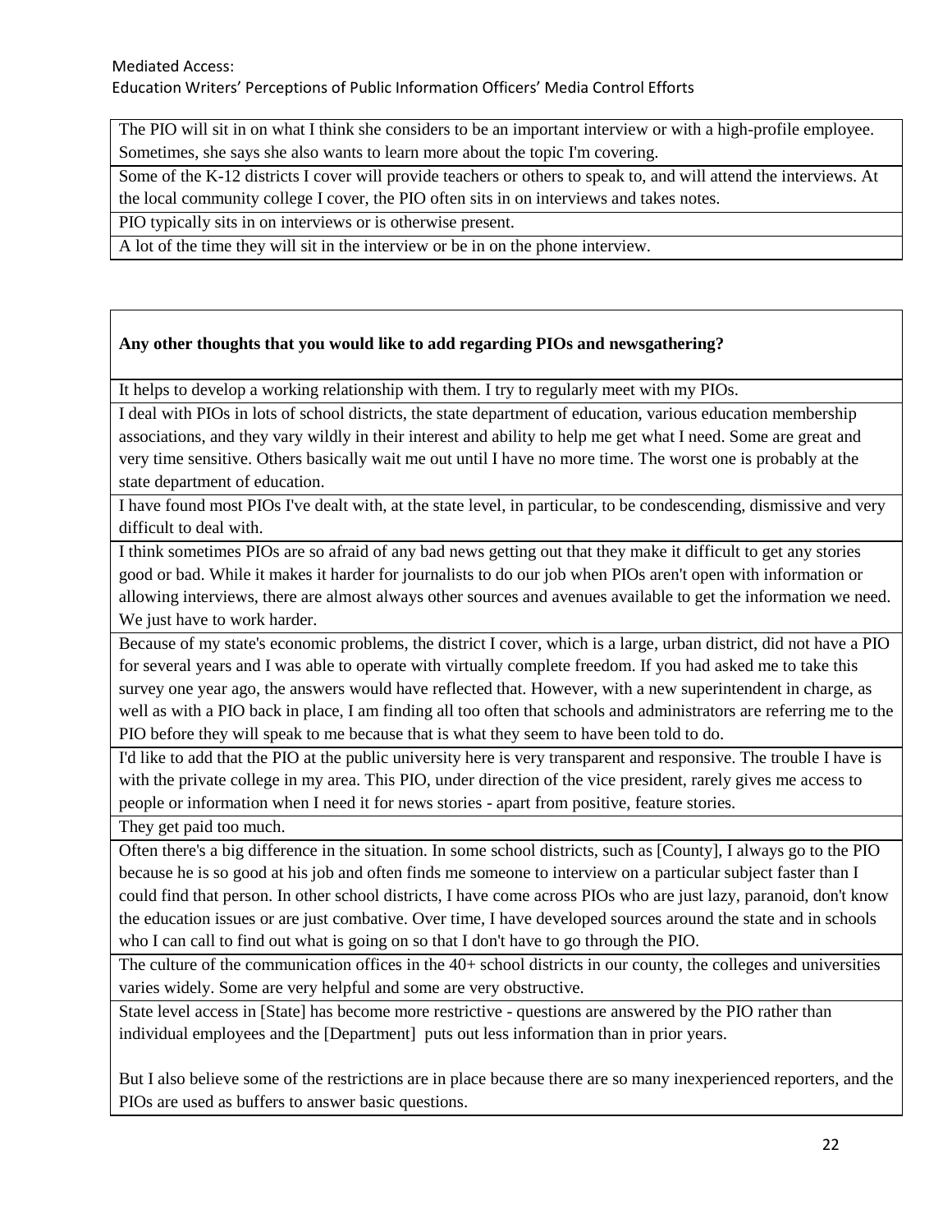| The PIO will sit in on what I think she considers to be an important interview or with a high-profile employee. Sometimes, she says she also wants to learn more about the topic I'm covering. |
|---|
| Some of the K-12 districts I cover will provide teachers or others to speak to, and will attend the interviews. At the local community college I cover, the PIO often sits in on interviews and takes notes. |
| PIO typically sits in on interviews or is otherwise present. |
| A lot of the time they will sit in the interview or be in on the phone interview. |

| **Any other thoughts that you would like to add regarding PIOs and newsgathering?** |
|---|
| It helps to develop a working relationship with them. I try to regularly meet with my PIOs. |
| I deal with PIOs in lots of school districts, the state department of education, various education membership associations, and they vary wildly in their interest and ability to help me get what I need. Some are great and very time sensitive. Others basically wait me out until I have no more time. The worst one is probably at the state department of education. |
| I have found most PIOs I've dealt with, at the state level, in particular, to be condescending, dismissive and very difficult to deal with. |
| I think sometimes PIOs are so afraid of any bad news getting out that they make it difficult to get any stories good or bad. While it makes it harder for journalists to do our job when PIOs aren't open with information or allowing interviews, there are almost always other sources and avenues available to get the information we need. We just have to work harder. |
| Because of my state's economic problems, the district I cover, which is a large, urban district, did not have a PIO for several years and I was able to operate with virtually complete freedom. If you had asked me to take this survey one year ago, the answers would have reflected that. However, with a new superintendent in charge, as well as with a PIO back in place, I am finding all too often that schools and administrators are referring me to the PIO before they will speak to me because that is what they seem to have been told to do. |
| I'd like to add that the PIO at the public university here is very transparent and responsive. The trouble I have is with the private college in my area. This PIO, under direction of the vice president, rarely gives me access to people or information when I need it for news stories - apart from positive, feature stories. |
| They get paid too much. |
| Often there's a big difference in the situation. In some school districts, such as [County], I always go to the PIO because he is so good at his job and often finds me someone to interview on a particular subject faster than I could find that person. In other school districts, I have come across PIOs who are just lazy, paranoid, don't know the education issues or are just combative. Over time, I have developed sources around the state and in schools who I can call to find out what is going on so that I don't have to go through the PIO. |
| The culture of the communication offices in the 40+ school districts in our county, the colleges and universities varies widely. Some are very helpful and some are very obstructive. |
| State level access in [State] has become more restrictive - questions are answered by the PIO rather than individual employees and the [Department] puts out less information than in prior years. <br><br> But I also believe some of the restrictions are in place because there are so many inexperienced reporters, and the PIOs are used as buffers to answer basic questions. |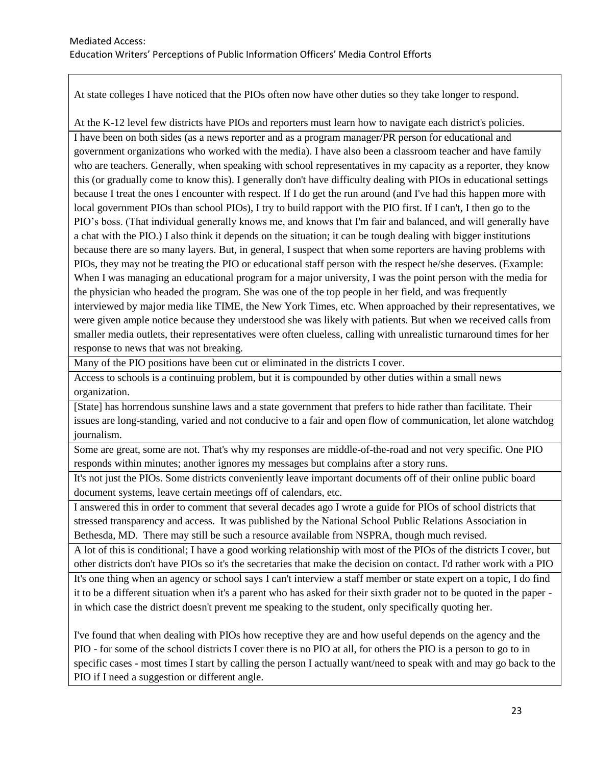| |
|---|
| At state colleges I have noticed that the PIOs often now have other duties so they take longer to respond.<br><br>At the K-12 level few districts have PIOs and reporters must learn how to navigate each district's policies. |
| I have been on both sides (as a news reporter and as a program manager/PR person for educational and government organizations who worked with the media). I have also been a classroom teacher and have family who are teachers. Generally, when speaking with school representatives in my capacity as a reporter, they know this (or gradually come to know this). I generally don't have difficulty dealing with PIOs in educational settings because I treat the ones I encounter with respect. If I do get the run around (and I've had this happen more with local government PIOs than school PIOs), I try to build rapport with the PIO first. If I can't, I then go to the PIO's boss. (That individual generally knows me, and knows that I'm fair and balanced, and will generally have a chat with the PIO.) I also think it depends on the situation; it can be tough dealing with bigger institutions because there are so many layers. But, in general, I suspect that when some reporters are having problems with PIOs, they may not be treating the PIO or educational staff person with the respect he/she deserves. (Example: When I was managing an educational program for a major university, I was the point person with the media for the physician who headed the program. She was one of the top people in her field, and was frequently interviewed by major media like TIME, the New York Times, etc. When approached by their representatives, we were given ample notice because they understood she was likely with patients. But when we received calls from smaller media outlets, their representatives were often clueless, calling with unrealistic turnaround times for her response to news that was not breaking. |
| Many of the PIO positions have been cut or eliminated in the districts I cover. |
| Access to schools is a continuing problem, but it is compounded by other duties within a small news organization. |
| [State] has horrendous sunshine laws and a state government that prefers to hide rather than facilitate. Their issues are long-standing, varied and not conducive to a fair and open flow of communication, let alone watchdog journalism. |
| Some are great, some are not. That's why my responses are middle-of-the-road and not very specific. One PIO responds within minutes; another ignores my messages but complains after a story runs. |
| It's not just the PIOs. Some districts conveniently leave important documents off of their online public board document systems, leave certain meetings off of calendars, etc. |
| I answered this in order to comment that several decades ago I wrote a guide for PIOs of school districts that stressed transparency and access. It was published by the National School Public Relations Association in Bethesda, MD. There may still be such a resource available from NSPRA, though much revised. |
| A lot of this is conditional; I have a good working relationship with most of the PIOs of the districts I cover, but other districts don't have PIOs so it's the secretaries that make the decision on contact. I'd rather work with a PIO |
| It's one thing when an agency or school says I can't interview a staff member or state expert on a topic, I do find it to be a different situation when it's a parent who has asked for their sixth grader not to be quoted in the paper - in which case the district doesn't prevent me speaking to the student, only specifically quoting her.<br><br>I've found that when dealing with PIOs how receptive they are and how useful depends on the agency and the PIO - for some of the school districts I cover there is no PIO at all, for others the PIO is a person to go to in specific cases - most times I start by calling the person I actually want/need to speak with and may go back to the PIO if I need a suggestion or different angle. |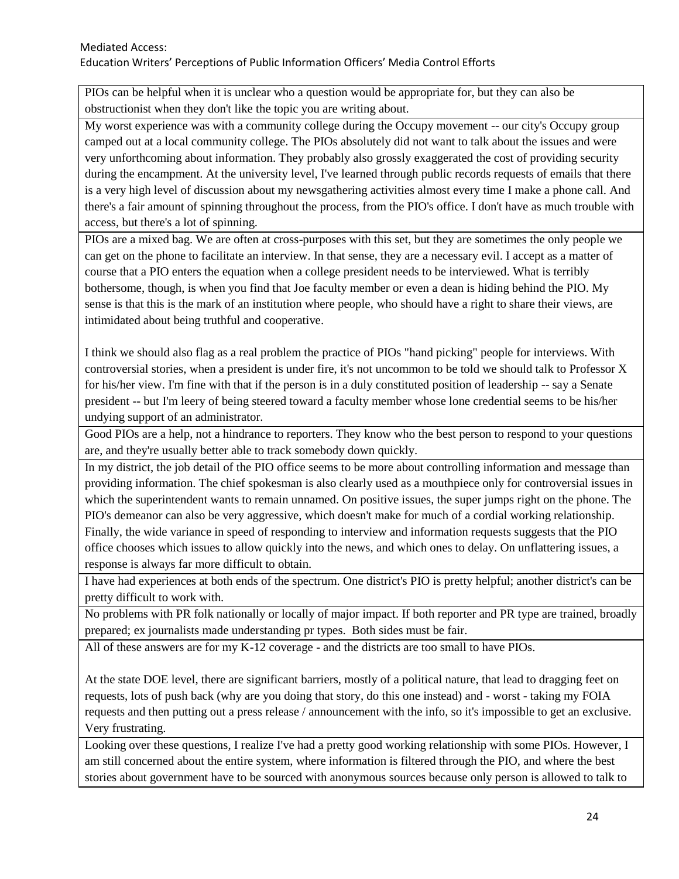| |
|---|
| PIOs can be helpful when it is unclear who a question would be appropriate for, but they can also be obstructionist when they don't like the topic you are writing about. |
| My worst experience was with a community college during the Occupy movement -- our city's Occupy group camped out at a local community college. The PIOs absolutely did not want to talk about the issues and were very unforthcoming about information. They probably also grossly exaggerated the cost of providing security during the encampment. At the university level, I've learned through public records requests of emails that there is a very high level of discussion about my newsgathering activities almost every time I make a phone call. And there's a fair amount of spinning throughout the process, from the PIO's office. I don't have as much trouble with access, but there's a lot of spinning. |
| PIOs are a mixed bag. We are often at cross-purposes with this set, but they are sometimes the only people we can get on the phone to facilitate an interview. In that sense, they are a necessary evil. I accept as a matter of course that a PIO enters the equation when a college president needs to be interviewed. What is terribly bothersome, though, is when you find that Joe faculty member or even a dean is hiding behind the PIO. My sense is that this is the mark of an institution where people, who should have a right to share their views, are intimidated about being truthful and cooperative.<br><br>I think we should also flag as a real problem the practice of PIOs "hand picking" people for interviews. With controversial stories, when a president is under fire, it's not uncommon to be told we should talk to Professor X for his/her view. I'm fine with that if the person is in a duly constituted position of leadership -- say a Senate president -- but I'm leery of being steered toward a faculty member whose lone credential seems to be his/her undying support of an administrator. |
| Good PIOs are a help, not a hindrance to reporters. They know who the best person to respond to your questions are, and they're usually better able to track somebody down quickly. |
| In my district, the job detail of the PIO office seems to be more about controlling information and message than providing information. The chief spokesman is also clearly used as a mouthpiece only for controversial issues in which the superintendent wants to remain unnamed. On positive issues, the super jumps right on the phone. The PIO's demeanor can also be very aggressive, which doesn't make for much of a cordial working relationship. Finally, the wide variance in speed of responding to interview and information requests suggests that the PIO office chooses which issues to allow quickly into the news, and which ones to delay. On unflattering issues, a response is always far more difficult to obtain. |
| I have had experiences at both ends of the spectrum. One district's PIO is pretty helpful; another district's can be pretty difficult to work with. |
| No problems with PR folk nationally or locally of major impact. If both reporter and PR type are trained, broadly prepared; ex journalists made understanding pr types. Both sides must be fair. |
| All of these answers are for my K-12 coverage - and the districts are too small to have PIOs.<br><br>At the state DOE level, there are significant barriers, mostly of a political nature, that lead to dragging feet on requests, lots of push back (why are you doing that story, do this one instead) and - worst - taking my FOIA requests and then putting out a press release / announcement with the info, so it's impossible to get an exclusive. Very frustrating. |
| Looking over these questions, I realize I've had a pretty good working relationship with some PIOs. However, I am still concerned about the entire system, where information is filtered through the PIO, and where the best stories about government have to be sourced with anonymous sources because only person is allowed to talk to |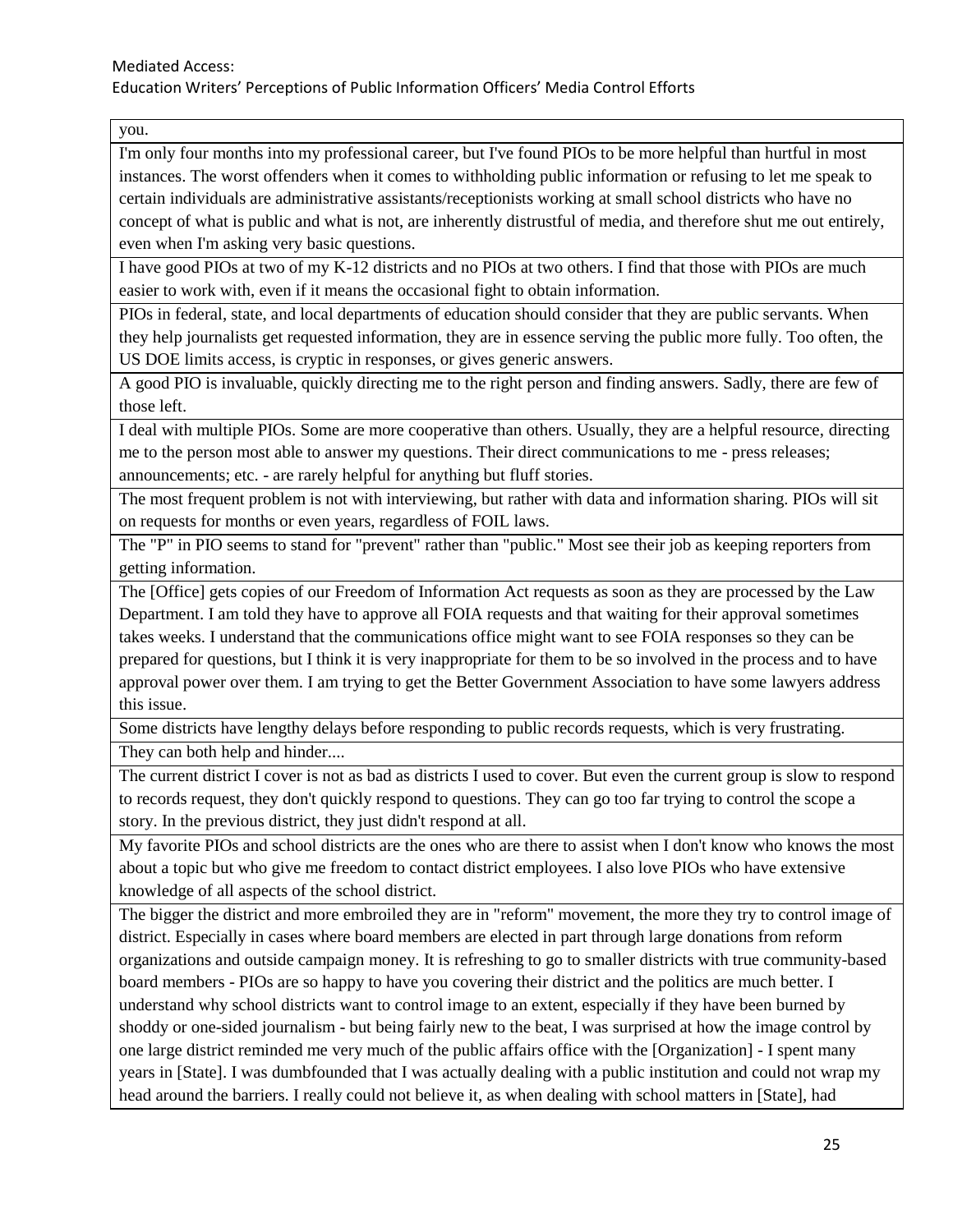| you. |
|---|
| I'm only four months into my professional career, but I've found PIOs to be more helpful than hurtful in most instances. The worst offenders when it comes to withholding public information or refusing to let me speak to certain individuals are administrative assistants/receptionists working at small school districts who have no concept of what is public and what is not, are inherently distrustful of media, and therefore shut me out entirely, even when I'm asking very basic questions. |
| I have good PIOs at two of my K-12 districts and no PIOs at two others. I find that those with PIOs are much easier to work with, even if it means the occasional fight to obtain information. |
| PIOs in federal, state, and local departments of education should consider that they are public servants. When they help journalists get requested information, they are in essence serving the public more fully. Too often, the US DOE limits access, is cryptic in responses, or gives generic answers. |
| A good PIO is invaluable, quickly directing me to the right person and finding answers. Sadly, there are few of those left. |
| I deal with multiple PIOs. Some are more cooperative than others. Usually, they are a helpful resource, directing me to the person most able to answer my questions. Their direct communications to me - press releases; announcements; etc. - are rarely helpful for anything but fluff stories. |
| The most frequent problem is not with interviewing, but rather with data and information sharing. PIOs will sit on requests for months or even years, regardless of FOIL laws. |
| The "P" in PIO seems to stand for "prevent" rather than "public." Most see their job as keeping reporters from getting information. |
| The [Office] gets copies of our Freedom of Information Act requests as soon as they are processed by the Law Department. I am told they have to approve all FOIA requests and that waiting for their approval sometimes takes weeks. I understand that the communications office might want to see FOIA responses so they can be prepared for questions, but I think it is very inappropriate for them to be so involved in the process and to have approval power over them. I am trying to get the Better Government Association to have some lawyers address this issue. |
| Some districts have lengthy delays before responding to public records requests, which is very frustrating. |
| They can both help and hinder.... |
| The current district I cover is not as bad as districts I used to cover. But even the current group is slow to respond to records request, they don't quickly respond to questions. They can go too far trying to control the scope a story. In the previous district, they just didn't respond at all. |
| My favorite PIOs and school districts are the ones who are there to assist when I don't know who knows the most about a topic but who give me freedom to contact district employees. I also love PIOs who have extensive knowledge of all aspects of the school district. |
| The bigger the district and more embroiled they are in "reform" movement, the more they try to control image of district. Especially in cases where board members are elected in part through large donations from reform organizations and outside campaign money. It is refreshing to go to smaller districts with true community-based board members - PIOs are so happy to have you covering their district and the politics are much better. I understand why school districts want to control image to an extent, especially if they have been burned by shoddy or one-sided journalism - but being fairly new to the beat, I was surprised at how the image control by one large district reminded me very much of the public affairs office with the [Organization] - I spent many years in [State]. I was dumbfounded that I was actually dealing with a public institution and could not wrap my head around the barriers. I really could not believe it, as when dealing with school matters in [State], had |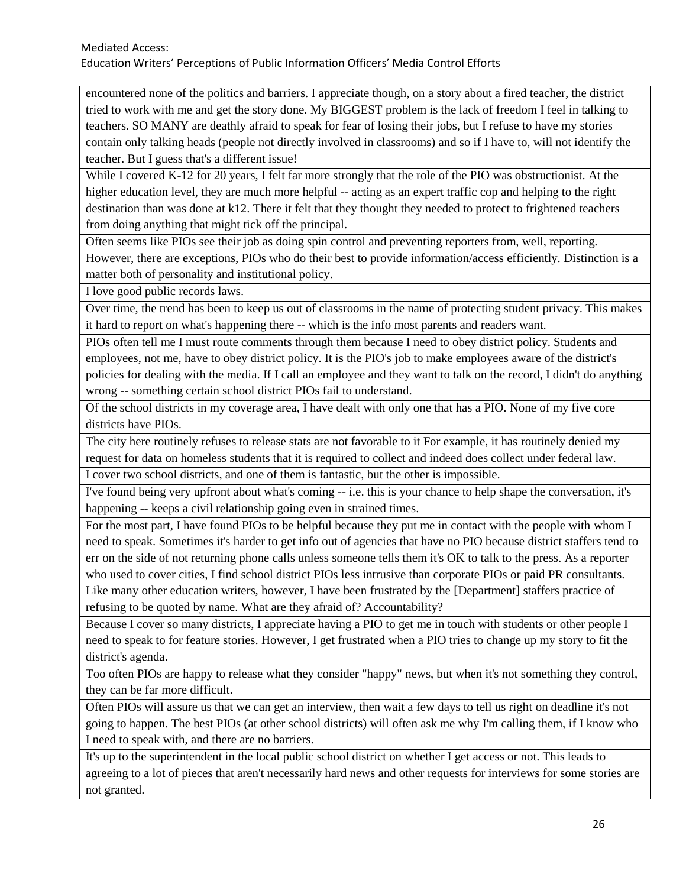| |
|---|
| encountered none of the politics and barriers. I appreciate though, on a story about a fired teacher, the district tried to work with me and get the story done. My BIGGEST problem is the lack of freedom I feel in talking to teachers. SO MANY are deathly afraid to speak for fear of losing their jobs, but I refuse to have my stories contain only talking heads (people not directly involved in classrooms) and so if I have to, will not identify the teacher. But I guess that's a different issue! |
| While I covered K-12 for 20 years, I felt far more strongly that the role of the PIO was obstructionist. At the higher education level, they are much more helpful -- acting as an expert traffic cop and helping to the right destination than was done at k12. There it felt that they thought they needed to protect to frightened teachers from doing anything that might tick off the principal. |
| Often seems like PIOs see their job as doing spin control and preventing reporters from, well, reporting. However, there are exceptions, PIOs who do their best to provide information/access efficiently. Distinction is a matter both of personality and institutional policy. |
| I love good public records laws. |
| Over time, the trend has been to keep us out of classrooms in the name of protecting student privacy. This makes it hard to report on what's happening there -- which is the info most parents and readers want. |
| PIOs often tell me I must route comments through them because I need to obey district policy. Students and employees, not me, have to obey district policy. It is the PIO's job to make employees aware of the district's policies for dealing with the media. If I call an employee and they want to talk on the record, I didn't do anything wrong -- something certain school district PIOs fail to understand. |
| Of the school districts in my coverage area, I have dealt with only one that has a PIO. None of my five core districts have PIOs. |
| The city here routinely refuses to release stats are not favorable to it For example, it has routinely denied my request for data on homeless students that it is required to collect and indeed does collect under federal law. |
| I cover two school districts, and one of them is fantastic, but the other is impossible. |
| I've found being very upfront about what's coming -- i.e. this is your chance to help shape the conversation, it's happening -- keeps a civil relationship going even in strained times. |
| For the most part, I have found PIOs to be helpful because they put me in contact with the people with whom I need to speak. Sometimes it's harder to get info out of agencies that have no PIO because district staffers tend to err on the side of not returning phone calls unless someone tells them it's OK to talk to the press. As a reporter who used to cover cities, I find school district PIOs less intrusive than corporate PIOs or paid PR consultants. Like many other education writers, however, I have been frustrated by the [Department] staffers practice of refusing to be quoted by name. What are they afraid of? Accountability? |
| Because I cover so many districts, I appreciate having a PIO to get me in touch with students or other people I need to speak to for feature stories. However, I get frustrated when a PIO tries to change up my story to fit the district's agenda. |
| Too often PIOs are happy to release what they consider "happy" news, but when it's not something they control, they can be far more difficult. |
| Often PIOs will assure us that we can get an interview, then wait a few days to tell us right on deadline it's not going to happen. The best PIOs (at other school districts) will often ask me why I'm calling them, if I know who I need to speak with, and there are no barriers. |
| It's up to the superintendent in the local public school district on whether I get access or not. This leads to agreeing to a lot of pieces that aren't necessarily hard news and other requests for interviews for some stories are not granted. |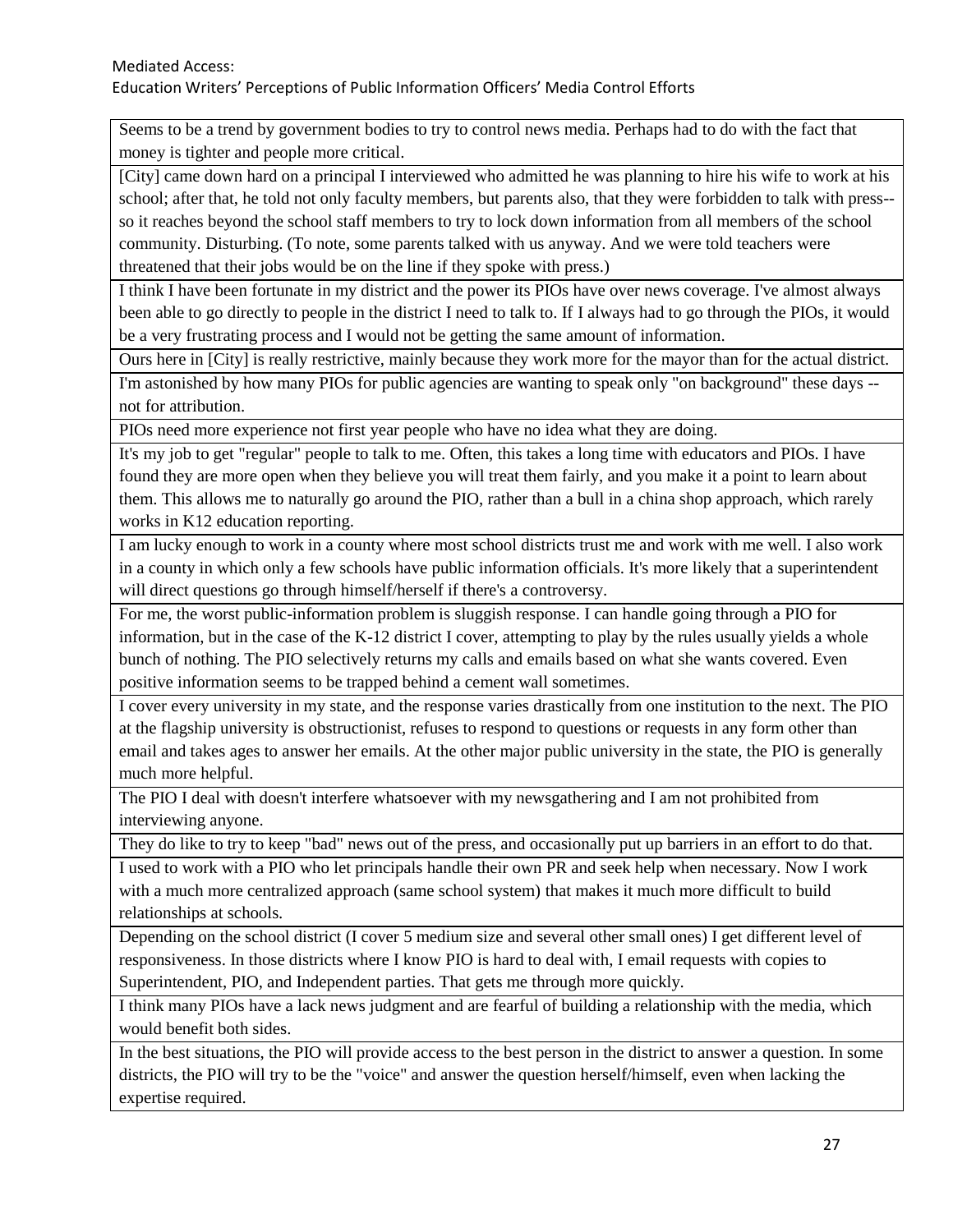| |
|---|
| Seems to be a trend by government bodies to try to control news media. Perhaps had to do with the fact that money is tighter and people more critical. |
| [City] came down hard on a principal I interviewed who admitted he was planning to hire his wife to work at his school; after that, he told not only faculty members, but parents also, that they were forbidden to talk with press--so it reaches beyond the school staff members to try to lock down information from all members of the school community. Disturbing. (To note, some parents talked with us anyway. And we were told teachers were threatened that their jobs would be on the line if they spoke with press.) |
| I think I have been fortunate in my district and the power its PIOs have over news coverage. I've almost always been able to go directly to people in the district I need to talk to. If I always had to go through the PIOs, it would be a very frustrating process and I would not be getting the same amount of information. |
| Ours here in [City] is really restrictive, mainly because they work more for the mayor than for the actual district. |
| I'm astonished by how many PIOs for public agencies are wanting to speak only "on background" these days -- not for attribution. |
| PIOs need more experience not first year people who have no idea what they are doing. |
| It's my job to get "regular" people to talk to me. Often, this takes a long time with educators and PIOs. I have found they are more open when they believe you will treat them fairly, and you make it a point to learn about them. This allows me to naturally go around the PIO, rather than a bull in a china shop approach, which rarely works in K12 education reporting. |
| I am lucky enough to work in a county where most school districts trust me and work with me well. I also work in a county in which only a few schools have public information officials. It's more likely that a superintendent will direct questions go through himself/herself if there's a controversy. |
| For me, the worst public-information problem is sluggish response. I can handle going through a PIO for information, but in the case of the K-12 district I cover, attempting to play by the rules usually yields a whole bunch of nothing. The PIO selectively returns my calls and emails based on what she wants covered. Even positive information seems to be trapped behind a cement wall sometimes. |
| I cover every university in my state, and the response varies drastically from one institution to the next. The PIO at the flagship university is obstructionist, refuses to respond to questions or requests in any form other than email and takes ages to answer her emails. At the other major public university in the state, the PIO is generally much more helpful. |
| The PIO I deal with doesn't interfere whatsoever with my newsgathering and I am not prohibited from interviewing anyone. |
| They do like to try to keep "bad" news out of the press, and occasionally put up barriers in an effort to do that. |
| I used to work with a PIO who let principals handle their own PR and seek help when necessary. Now I work with a much more centralized approach (same school system) that makes it much more difficult to build relationships at schools. |
| Depending on the school district (I cover 5 medium size and several other small ones) I get different level of responsiveness. In those districts where I know PIO is hard to deal with, I email requests with copies to Superintendent, PIO, and Independent parties. That gets me through more quickly. |
| I think many PIOs have a lack news judgment and are fearful of building a relationship with the media, which would benefit both sides. |
| In the best situations, the PIO will provide access to the best person in the district to answer a question. In some districts, the PIO will try to be the "voice" and answer the question herself/himself, even when lacking the expertise required. |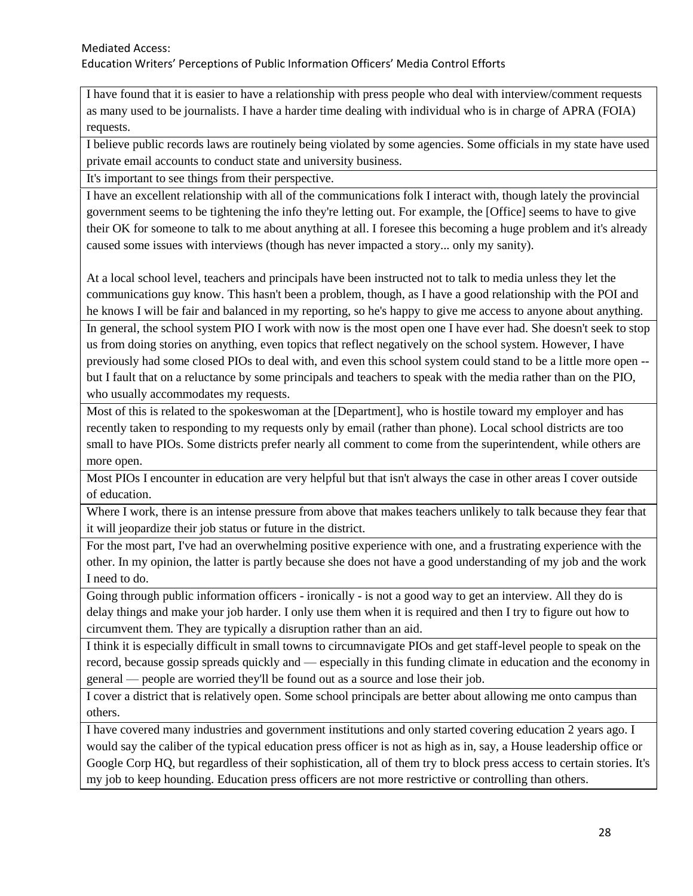| |
|---|
| I have found that it is easier to have a relationship with press people who deal with interview/comment requests as many used to be journalists. I have a harder time dealing with individual who is in charge of APRA (FOIA) requests. |
| I believe public records laws are routinely being violated by some agencies. Some officials in my state have used private email accounts to conduct state and university business. |
| It's important to see things from their perspective. |
| I have an excellent relationship with all of the communications folk I interact with, though lately the provincial government seems to be tightening the info they're letting out. For example, the [Office] seems to have to give their OK for someone to talk to me about anything at all. I foresee this becoming a huge problem and it's already caused some issues with interviews (though has never impacted a story... only my sanity).<br><br>At a local school level, teachers and principals have been instructed not to talk to media unless they let the communications guy know. This hasn't been a problem, though, as I have a good relationship with the POI and he knows I will be fair and balanced in my reporting, so he's happy to give me access to anyone about anything. |
| In general, the school system PIO I work with now is the most open one I have ever had. She doesn't seek to stop us from doing stories on anything, even topics that reflect negatively on the school system. However, I have previously had some closed PIOs to deal with, and even this school system could stand to be a little more open -- but I fault that on a reluctance by some principals and teachers to speak with the media rather than on the PIO, who usually accommodates my requests. |
| Most of this is related to the spokeswoman at the [Department], who is hostile toward my employer and has recently taken to responding to my requests only by email (rather than phone). Local school districts are too small to have PIOs. Some districts prefer nearly all comment to come from the superintendent, while others are more open. |
| Most PIOs I encounter in education are very helpful but that isn't always the case in other areas I cover outside of education. |
| Where I work, there is an intense pressure from above that makes teachers unlikely to talk because they fear that it will jeopardize their job status or future in the district. |
| For the most part, I've had an overwhelming positive experience with one, and a frustrating experience with the other. In my opinion, the latter is partly because she does not have a good understanding of my job and the work I need to do. |
| Going through public information officers - ironically - is not a good way to get an interview. All they do is delay things and make your job harder. I only use them when it is required and then I try to figure out how to circumvent them. They are typically a disruption rather than an aid. |
| I think it is especially difficult in small towns to circumnavigate PIOs and get staff-level people to speak on the record, because gossip spreads quickly and — especially in this funding climate in education and the economy in general — people are worried they'll be found out as a source and lose their job. |
| I cover a district that is relatively open. Some school principals are better about allowing me onto campus than others. |
| I have covered many industries and government institutions and only started covering education 2 years ago. I would say the caliber of the typical education press officer is not as high as in, say, a House leadership office or Google Corp HQ, but regardless of their sophistication, all of them try to block press access to certain stories. It's my job to keep hounding. Education press officers are not more restrictive or controlling than others. |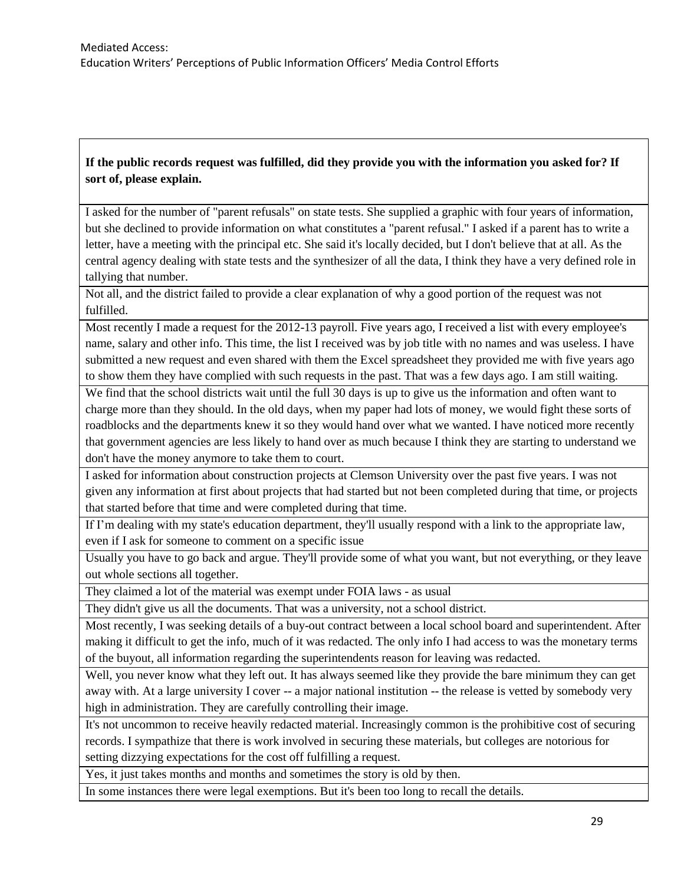| **If the public records request was fulfilled, did they provide you with the information you asked for? If sort of, please explain.** |
| --- |
| I asked for the number of "parent refusals" on state tests. She supplied a graphic with four years of information, but she declined to provide information on what constitutes a "parent refusal." I asked if a parent has to write a letter, have a meeting with the principal etc. She said it's locally decided, but I don't believe that at all. As the central agency dealing with state tests and the synthesizer of all the data, I think they have a very defined role in tallying that number. |
| Not all, and the district failed to provide a clear explanation of why a good portion of the request was not fulfilled. |
| Most recently I made a request for the 2012-13 payroll. Five years ago, I received a list with every employee's name, salary and other info. This time, the list I received was by job title with no names and was useless. I have submitted a new request and even shared with them the Excel spreadsheet they provided me with five years ago to show them they have complied with such requests in the past. That was a few days ago. I am still waiting. |
| We find that the school districts wait until the full 30 days is up to give us the information and often want to charge more than they should. In the old days, when my paper had lots of money, we would fight these sorts of roadblocks and the departments knew it so they would hand over what we wanted. I have noticed more recently that government agencies are less likely to hand over as much because I think they are starting to understand we don't have the money anymore to take them to court. |
| I asked for information about construction projects at Clemson University over the past five years. I was not given any information at first about projects that had started but not been completed during that time, or projects that started before that time and were completed during that time. |
| If I'm dealing with my state's education department, they'll usually respond with a link to the appropriate law, even if I ask for someone to comment on a specific issue |
| Usually you have to go back and argue. They'll provide some of what you want, but not everything, or they leave out whole sections all together. |
| They claimed a lot of the material was exempt under FOIA laws - as usual |
| They didn't give us all the documents. That was a university, not a school district. |
| Most recently, I was seeking details of a buy-out contract between a local school board and superintendent. After making it difficult to get the info, much of it was redacted. The only info I had access to was the monetary terms of the buyout, all information regarding the superintendents reason for leaving was redacted. |
| Well, you never know what they left out. It has always seemed like they provide the bare minimum they can get away with. At a large university I cover -- a major national institution -- the release is vetted by somebody very high in administration. They are carefully controlling their image. |
| It's not uncommon to receive heavily redacted material. Increasingly common is the prohibitive cost of securing records. I sympathize that there is work involved in securing these materials, but colleges are notorious for setting dizzying expectations for the cost off fulfilling a request. |
| Yes, it just takes months and months and sometimes the story is old by then. |
| In some instances there were legal exemptions. But it's been too long to recall the details. |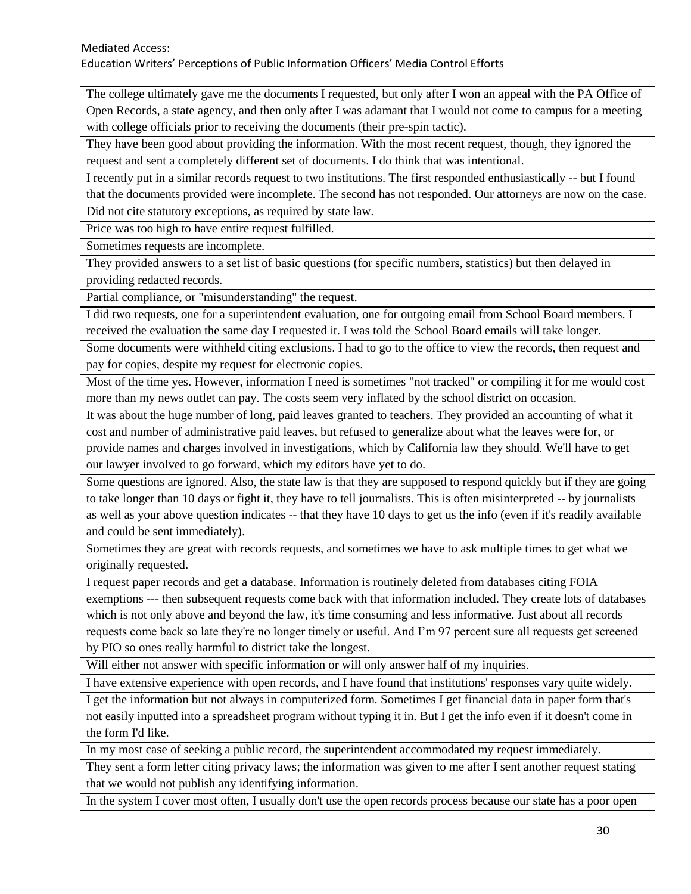| The college ultimately gave me the documents I requested, but only after I won an appeal with the PA Office of Open Records, a state agency, and then only after I was adamant that I would not come to campus for a meeting with college officials prior to receiving the documents (their pre-spin tactic). |
|---|
| They have been good about providing the information. With the most recent request, though, they ignored the request and sent a completely different set of documents. I do think that was intentional. |
| I recently put in a similar records request to two institutions. The first responded enthusiastically -- but I found that the documents provided were incomplete. The second has not responded. Our attorneys are now on the case. |
| Did not cite statutory exceptions, as required by state law. |
| Price was too high to have entire request fulfilled. |
| Sometimes requests are incomplete. |
| They provided answers to a set list of basic questions (for specific numbers, statistics) but then delayed in providing redacted records. |
| Partial compliance, or "misunderstanding" the request. |
| I did two requests, one for a superintendent evaluation, one for outgoing email from School Board members. I received the evaluation the same day I requested it. I was told the School Board emails will take longer. |
| Some documents were withheld citing exclusions. I had to go to the office to view the records, then request and pay for copies, despite my request for electronic copies. |
| Most of the time yes. However, information I need is sometimes "not tracked" or compiling it for me would cost more than my news outlet can pay. The costs seem very inflated by the school district on occasion. |
| It was about the huge number of long, paid leaves granted to teachers. They provided an accounting of what it cost and number of administrative paid leaves, but refused to generalize about what the leaves were for, or provide names and charges involved in investigations, which by California law they should. We'll have to get our lawyer involved to go forward, which my editors have yet to do. |
| Some questions are ignored. Also, the state law is that they are supposed to respond quickly but if they are going to take longer than 10 days or fight it, they have to tell journalists. This is often misinterpreted -- by journalists as well as your above question indicates -- that they have 10 days to get us the info (even if it's readily available and could be sent immediately). |
| Sometimes they are great with records requests, and sometimes we have to ask multiple times to get what we originally requested. |
| I request paper records and get a database. Information is routinely deleted from databases citing FOIA exemptions --- then subsequent requests come back with that information included. They create lots of databases which is not only above and beyond the law, it's time consuming and less informative. Just about all records requests come back so late they're no longer timely or useful. And I'm 97 percent sure all requests get screened by PIO so ones really harmful to district take the longest. |
| Will either not answer with specific information or will only answer half of my inquiries. |
| I have extensive experience with open records, and I have found that institutions' responses vary quite widely. |
| I get the information but not always in computerized form. Sometimes I get financial data in paper form that's not easily inputted into a spreadsheet program without typing it in. But I get the info even if it doesn't come in the form I'd like. |
| In my most case of seeking a public record, the superintendent accommodated my request immediately. |
| They sent a form letter citing privacy laws; the information was given to me after I sent another request stating that we would not publish any identifying information. |
| In the system I cover most often, I usually don't use the open records process because our state has a poor open |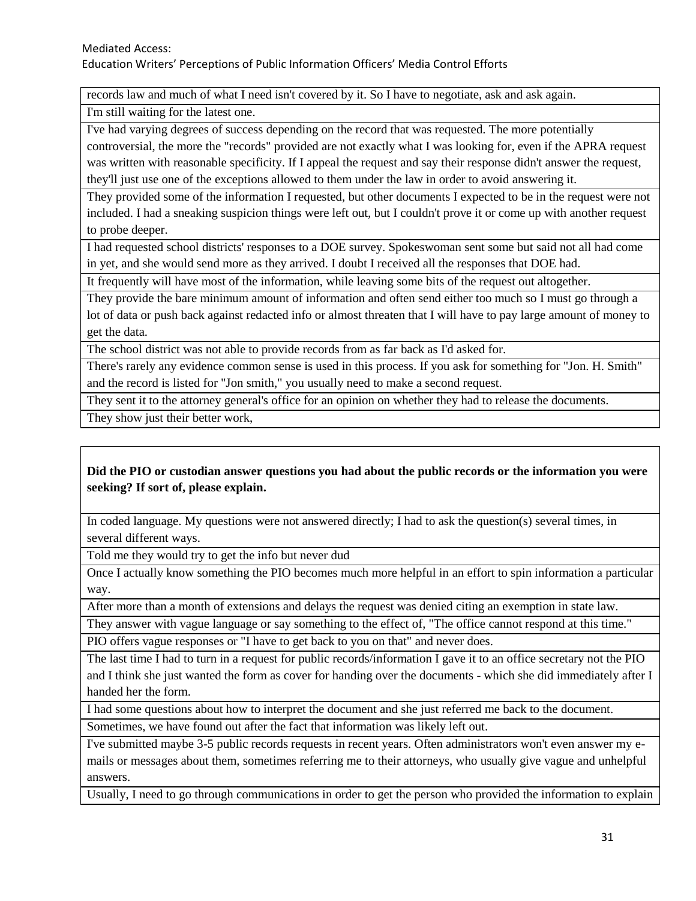| records law and much of what I need isn't covered by it. So I have to negotiate, ask and ask again. |
|---|
| I'm still waiting for the latest one. |
| I've had varying degrees of success depending on the record that was requested. The more potentially controversial, the more the "records" provided are not exactly what I was looking for, even if the APRA request was written with reasonable specificity. If I appeal the request and say their response didn't answer the request, they'll just use one of the exceptions allowed to them under the law in order to avoid answering it. |
| They provided some of the information I requested, but other documents I expected to be in the request were not included. I had a sneaking suspicion things were left out, but I couldn't prove it or come up with another request to probe deeper. |
| I had requested school districts' responses to a DOE survey. Spokeswoman sent some but said not all had come in yet, and she would send more as they arrived. I doubt I received all the responses that DOE had. |
| It frequently will have most of the information, while leaving some bits of the request out altogether. |
| They provide the bare minimum amount of information and often send either too much so I must go through a lot of data or push back against redacted info or almost threaten that I will have to pay large amount of money to get the data. |
| The school district was not able to provide records from as far back as I'd asked for. |
| There's rarely any evidence common sense is used in this process. If you ask for something for "Jon. H. Smith" and the record is listed for "Jon smith," you usually need to make a second request. |
| They sent it to the attorney general's office for an opinion on whether they had to release the documents. |
| They show just their better work, |

| **Did the PIO or custodian answer questions you had about the public records or the information you were seeking? If sort of, please explain.** |
|---|
| In coded language. My questions were not answered directly; I had to ask the question(s) several times, in several different ways. |
| Told me they would try to get the info but never dud |
| Once I actually know something the PIO becomes much more helpful in an effort to spin information a particular way. |
| After more than a month of extensions and delays the request was denied citing an exemption in state law. |
| They answer with vague language or say something to the effect of, "The office cannot respond at this time." |
| PIO offers vague responses or "I have to get back to you on that" and never does. |
| The last time I had to turn in a request for public records/information I gave it to an office secretary not the PIO and I think she just wanted the form as cover for handing over the documents - which she did immediately after I handed her the form. |
| I had some questions about how to interpret the document and she just referred me back to the document. |
| Sometimes, we have found out after the fact that information was likely left out. |
| I've submitted maybe 3-5 public records requests in recent years. Often administrators won't even answer my e-mails or messages about them, sometimes referring me to their attorneys, who usually give vague and unhelpful answers. |
| Usually, I need to go through communications in order to get the person who provided the information to explain |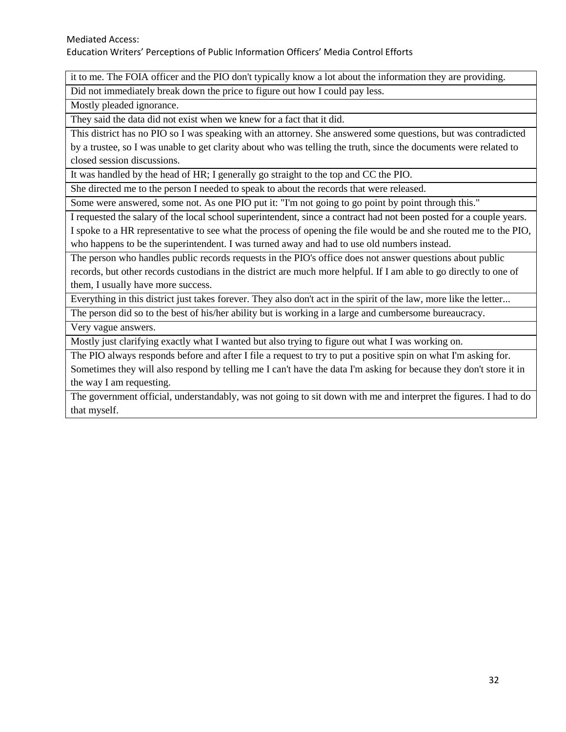| |
|---|
| it to me. The FOIA officer and the PIO don't typically know a lot about the information they are providing. |
| Did not immediately break down the price to figure out how I could pay less. |
| Mostly pleaded ignorance. |
| They said the data did not exist when we knew for a fact that it did. |
| This district has no PIO so I was speaking with an attorney. She answered some questions, but was contradicted by a trustee, so I was unable to get clarity about who was telling the truth, since the documents were related to closed session discussions. |
| It was handled by the head of HR; I generally go straight to the top and CC the PIO. |
| She directed me to the person I needed to speak to about the records that were released. |
| Some were answered, some not. As one PIO put it: "I'm not going to go point by point through this." |
| I requested the salary of the local school superintendent, since a contract had not been posted for a couple years. I spoke to a HR representative to see what the process of opening the file would be and she routed me to the PIO, who happens to be the superintendent. I was turned away and had to use old numbers instead. |
| The person who handles public records requests in the PIO's office does not answer questions about public records, but other records custodians in the district are much more helpful. If I am able to go directly to one of them, I usually have more success. |
| Everything in this district just takes forever. They also don't act in the spirit of the law, more like the letter... |
| The person did so to the best of his/her ability but is working in a large and cumbersome bureaucracy. |
| Very vague answers. |
| Mostly just clarifying exactly what I wanted but also trying to figure out what I was working on. |
| The PIO always responds before and after I file a request to try to put a positive spin on what I'm asking for. Sometimes they will also respond by telling me I can't have the data I'm asking for because they don't store it in the way I am requesting. |
| The government official, understandably, was not going to sit down with me and interpret the figures. I had to do that myself. |